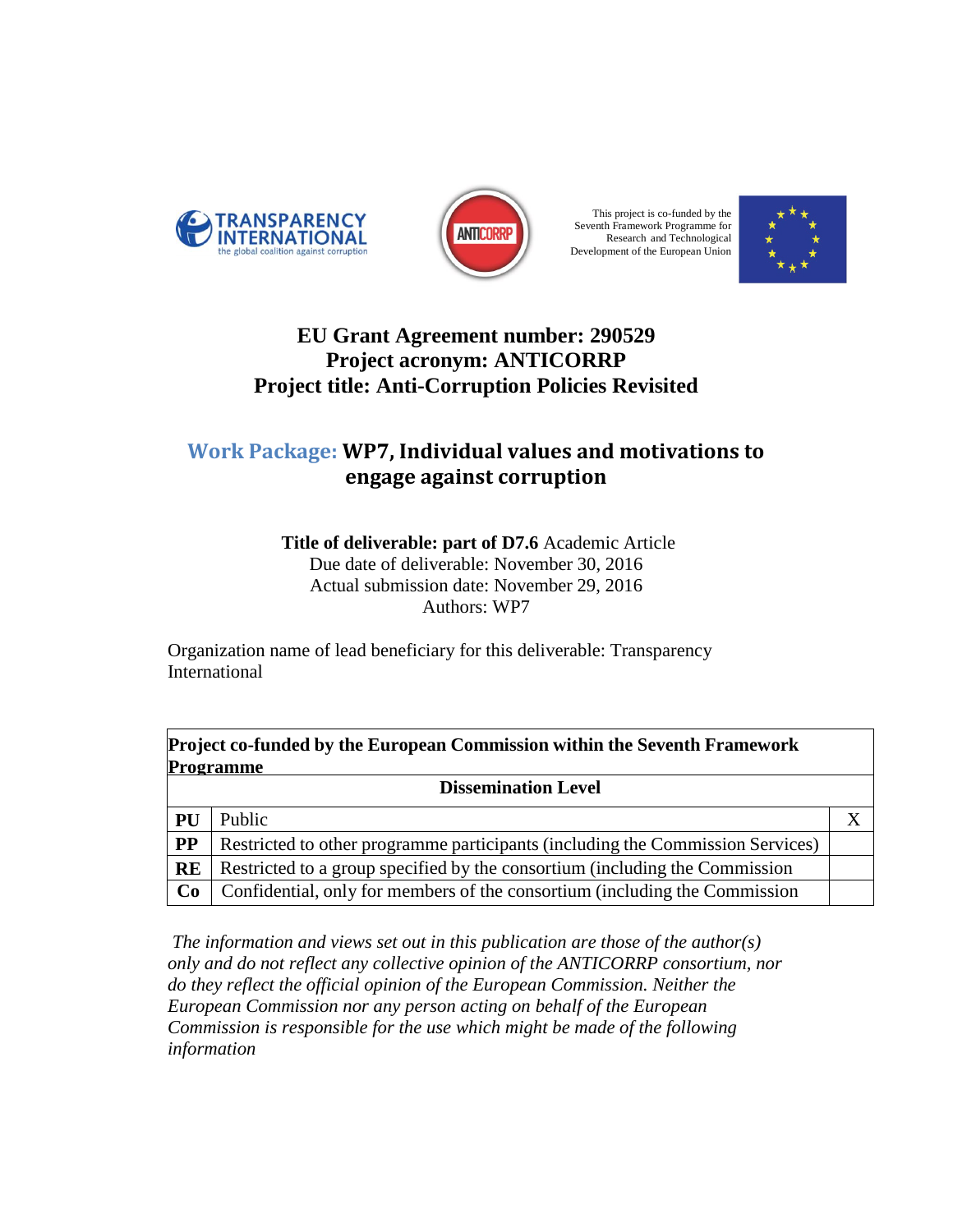TRANSPARENCY INTERNATIONAL
the global coalition against corruption

ANTICORRP

This project is co-funded by the Seventh Framework Programme for Research and Technological Development of the European Union

**EU Grant Agreement number: 290529**
**Project acronym: ANTICORRP**
**Project title: Anti-Corruption Policies Revisited**

## Work Package: WP7, Individual values and motivations to engage against corruption

**Title of deliverable: part of D7.6** Academic Article
Due date of deliverable: November 30, 2016
Actual submission date: November 29, 2016
Authors: WP7

Organization name of lead beneficiary for this deliverable: Transparency International

| **Project co-funded by the European Commission within the Seventh Framework Programme** | | |
|---|---|---|
| **Dissemination Level** | | |
| **PU** | Public | X |
| **PP** | Restricted to other programme participants (including the Commission Services) | |
| **RE** | Restricted to a group specified by the consortium (including the Commission | |
| **Co** | Confidential, only for members of the consortium (including the Commission | |

*The information and views set out in this publication are those of the author(s) only and do not reflect any collective opinion of the ANTICORRP consortium, nor do they reflect the official opinion of the European Commission. Neither the European Commission nor any person acting on behalf of the European Commission is responsible for the use which might be made of the following information*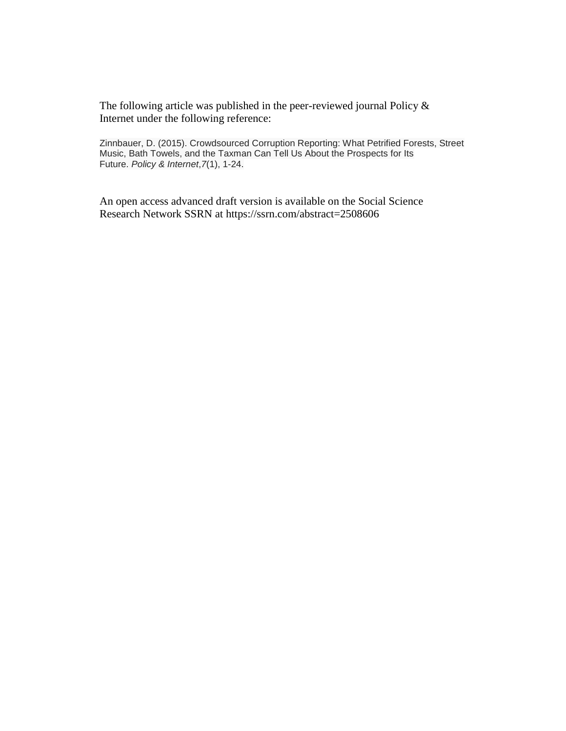The following article was published in the peer-reviewed journal Policy & Internet under the following reference:

Zinnbauer, D. (2015). Crowdsourced Corruption Reporting: What Petrified Forests, Street Music, Bath Towels, and the Taxman Can Tell Us About the Prospects for Its Future. *Policy & Internet*, *7*(1), 1-24.

An open access advanced draft version is available on the Social Science Research Network SSRN at https://ssrn.com/abstract=2508606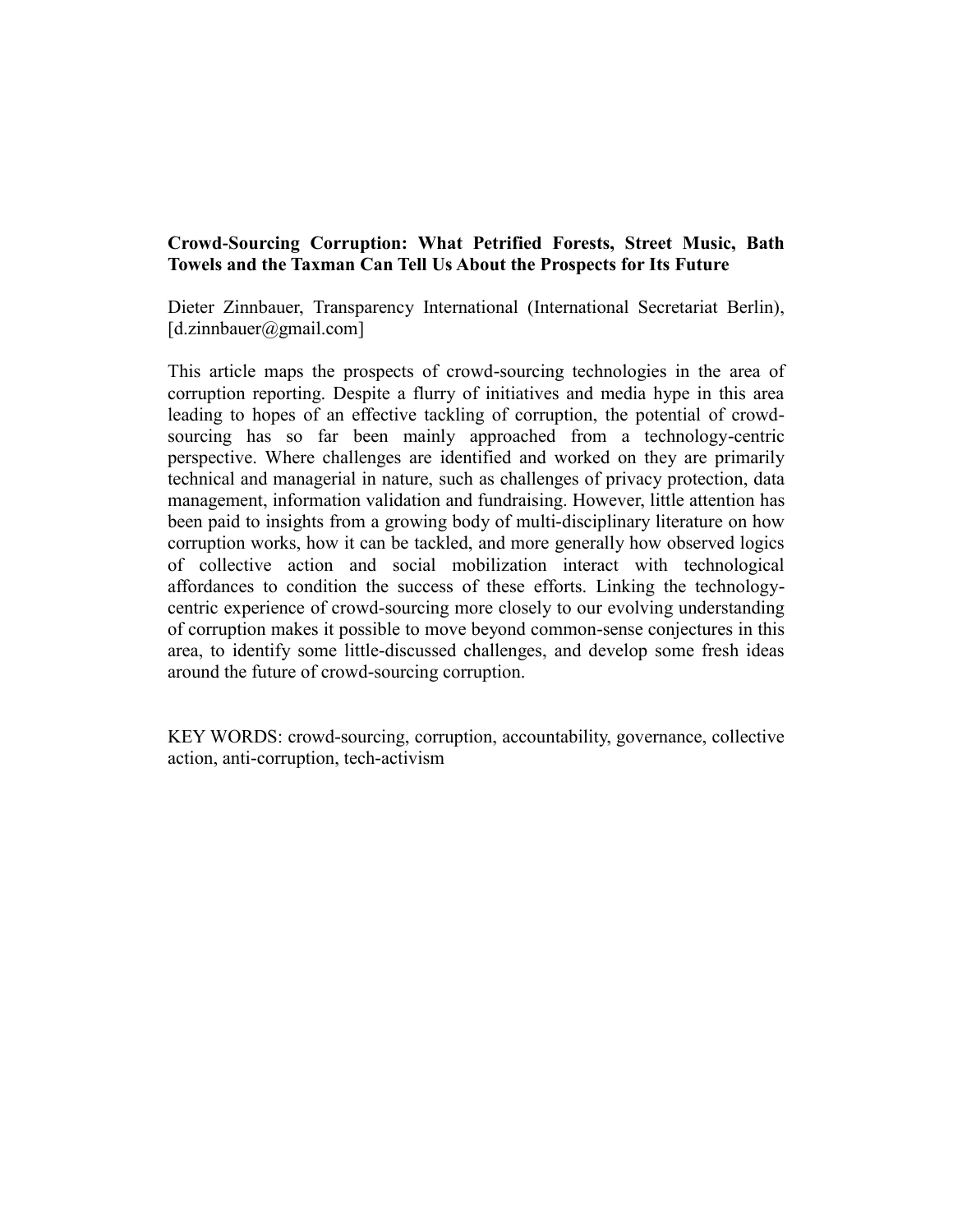**Crowd-Sourcing Corruption: What Petrified Forests, Street Music, Bath Towels and the Taxman Can Tell Us About the Prospects for Its Future**

Dieter Zinnbauer, Transparency International (International Secretariat Berlin), [d.zinnbauer@gmail.com]

This article maps the prospects of crowd-sourcing technologies in the area of corruption reporting. Despite a flurry of initiatives and media hype in this area leading to hopes of an effective tackling of corruption, the potential of crowd-sourcing has so far been mainly approached from a technology-centric perspective. Where challenges are identified and worked on they are primarily technical and managerial in nature, such as challenges of privacy protection, data management, information validation and fundraising. However, little attention has been paid to insights from a growing body of multi-disciplinary literature on how corruption works, how it can be tackled, and more generally how observed logics of collective action and social mobilization interact with technological affordances to condition the success of these efforts. Linking the technology-centric experience of crowd-sourcing more closely to our evolving understanding of corruption makes it possible to move beyond common-sense conjectures in this area, to identify some little-discussed challenges, and develop some fresh ideas around the future of crowd-sourcing corruption.

KEY WORDS: crowd-sourcing, corruption, accountability, governance, collective action, anti-corruption, tech-activism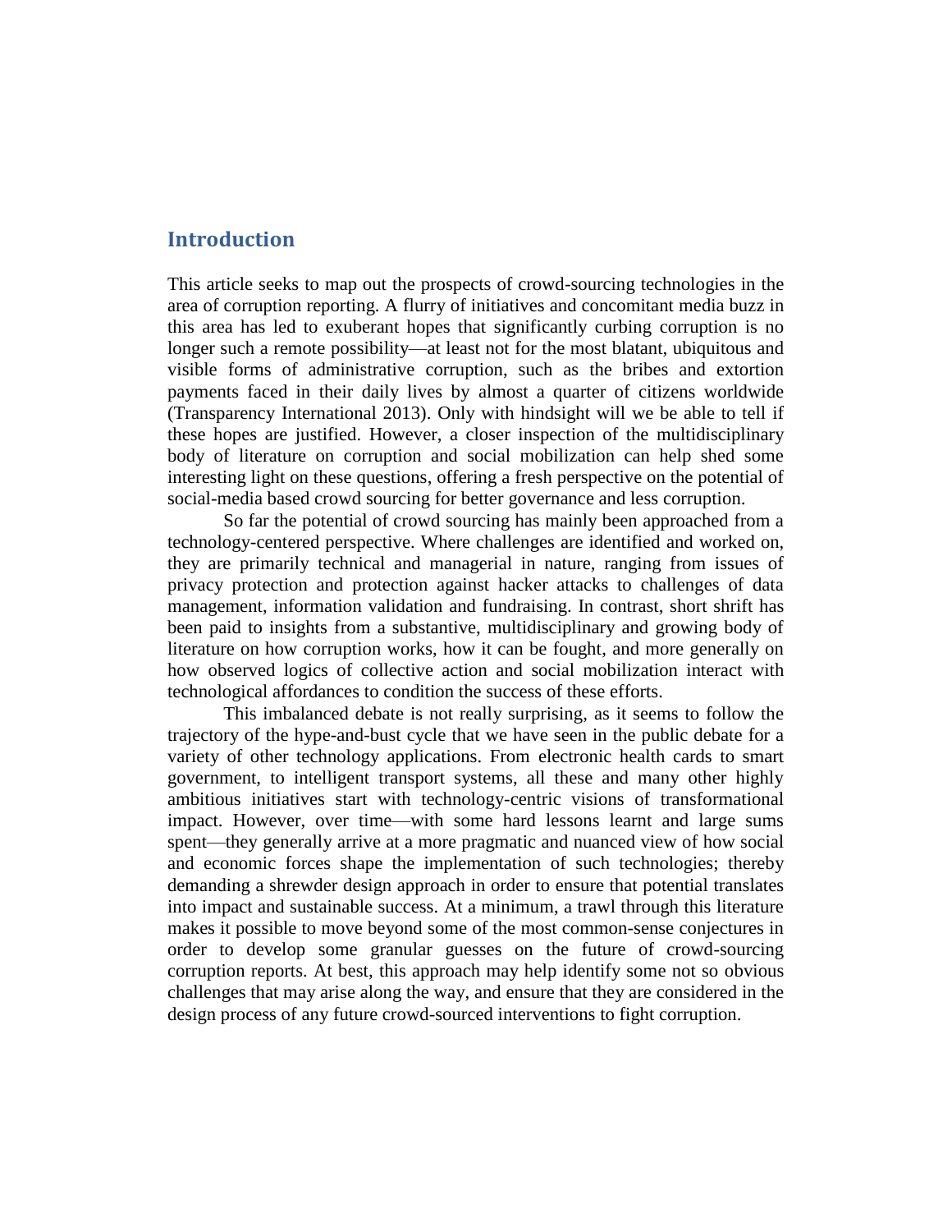## Introduction

This article seeks to map out the prospects of crowd-sourcing technologies in the area of corruption reporting. A flurry of initiatives and concomitant media buzz in this area has led to exuberant hopes that significantly curbing corruption is no longer such a remote possibility—at least not for the most blatant, ubiquitous and visible forms of administrative corruption, such as the bribes and extortion payments faced in their daily lives by almost a quarter of citizens worldwide (Transparency International 2013). Only with hindsight will we be able to tell if these hopes are justified. However, a closer inspection of the multidisciplinary body of literature on corruption and social mobilization can help shed some interesting light on these questions, offering a fresh perspective on the potential of social-media based crowd sourcing for better governance and less corruption.

So far the potential of crowd sourcing has mainly been approached from a technology-centered perspective. Where challenges are identified and worked on, they are primarily technical and managerial in nature, ranging from issues of privacy protection and protection against hacker attacks to challenges of data management, information validation and fundraising. In contrast, short shrift has been paid to insights from a substantive, multidisciplinary and growing body of literature on how corruption works, how it can be fought, and more generally on how observed logics of collective action and social mobilization interact with technological affordances to condition the success of these efforts.

This imbalanced debate is not really surprising, as it seems to follow the trajectory of the hype-and-bust cycle that we have seen in the public debate for a variety of other technology applications. From electronic health cards to smart government, to intelligent transport systems, all these and many other highly ambitious initiatives start with technology-centric visions of transformational impact. However, over time—with some hard lessons learnt and large sums spent—they generally arrive at a more pragmatic and nuanced view of how social and economic forces shape the implementation of such technologies; thereby demanding a shrewder design approach in order to ensure that potential translates into impact and sustainable success. At a minimum, a trawl through this literature makes it possible to move beyond some of the most common-sense conjectures in order to develop some granular guesses on the future of crowd-sourcing corruption reports. At best, this approach may help identify some not so obvious challenges that may arise along the way, and ensure that they are considered in the design process of any future crowd-sourced interventions to fight corruption.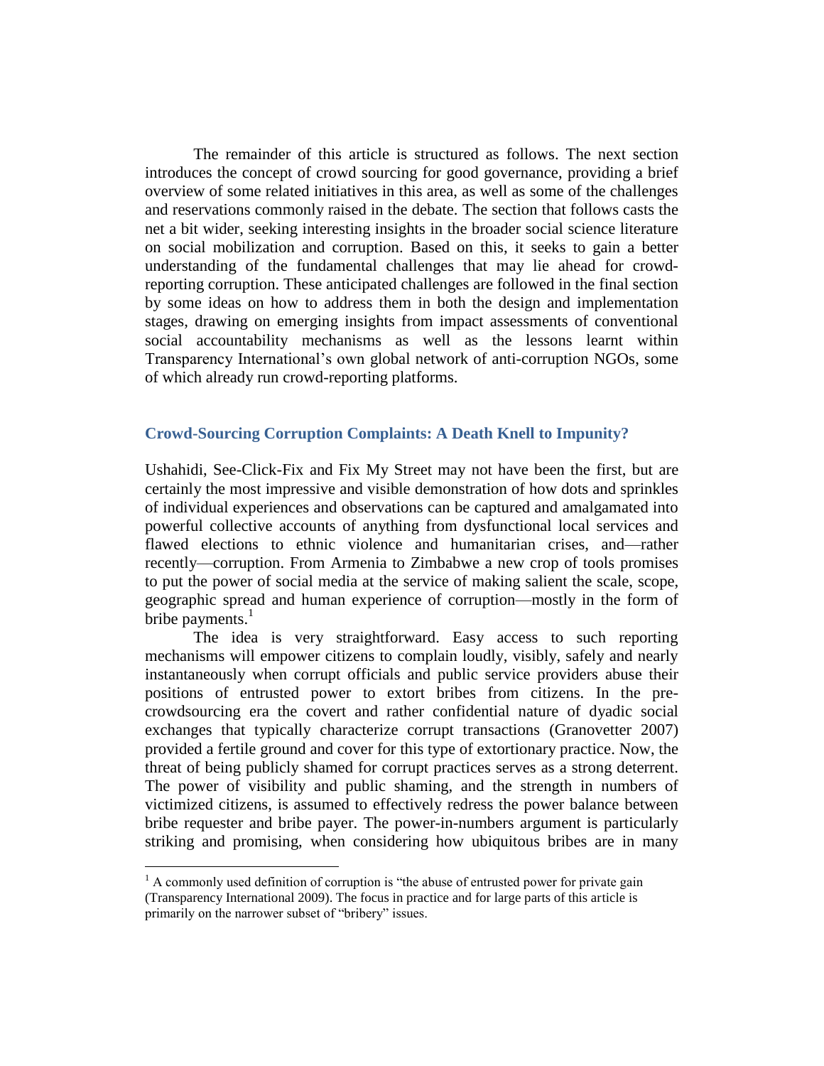The remainder of this article is structured as follows. The next section introduces the concept of crowd sourcing for good governance, providing a brief overview of some related initiatives in this area, as well as some of the challenges and reservations commonly raised in the debate. The section that follows casts the net a bit wider, seeking interesting insights in the broader social science literature on social mobilization and corruption. Based on this, it seeks to gain a better understanding of the fundamental challenges that may lie ahead for crowd-reporting corruption. These anticipated challenges are followed in the final section by some ideas on how to address them in both the design and implementation stages, drawing on emerging insights from impact assessments of conventional social accountability mechanisms as well as the lessons learnt within Transparency International's own global network of anti-corruption NGOs, some of which already run crowd-reporting platforms.

## Crowd-Sourcing Corruption Complaints: A Death Knell to Impunity?

Ushahidi, See-Click-Fix and Fix My Street may not have been the first, but are certainly the most impressive and visible demonstration of how dots and sprinkles of individual experiences and observations can be captured and amalgamated into powerful collective accounts of anything from dysfunctional local services and flawed elections to ethnic violence and humanitarian crises, and—rather recently—corruption. From Armenia to Zimbabwe a new crop of tools promises to put the power of social media at the service of making salient the scale, scope, geographic spread and human experience of corruption—mostly in the form of bribe payments.[1]

The idea is very straightforward. Easy access to such reporting mechanisms will empower citizens to complain loudly, visibly, safely and nearly instantaneously when corrupt officials and public service providers abuse their positions of entrusted power to extort bribes from citizens. In the pre-crowdsourcing era the covert and rather confidential nature of dyadic social exchanges that typically characterize corrupt transactions (Granovetter 2007) provided a fertile ground and cover for this type of extortionary practice. Now, the threat of being publicly shamed for corrupt practices serves as a strong deterrent. The power of visibility and public shaming, and the strength in numbers of victimized citizens, is assumed to effectively redress the power balance between bribe requester and bribe payer. The power-in-numbers argument is particularly striking and promising, when considering how ubiquitous bribes are in many

[1] A commonly used definition of corruption is "the abuse of entrusted power for private gain (Transparency International 2009). The focus in practice and for large parts of this article is primarily on the narrower subset of "bribery" issues.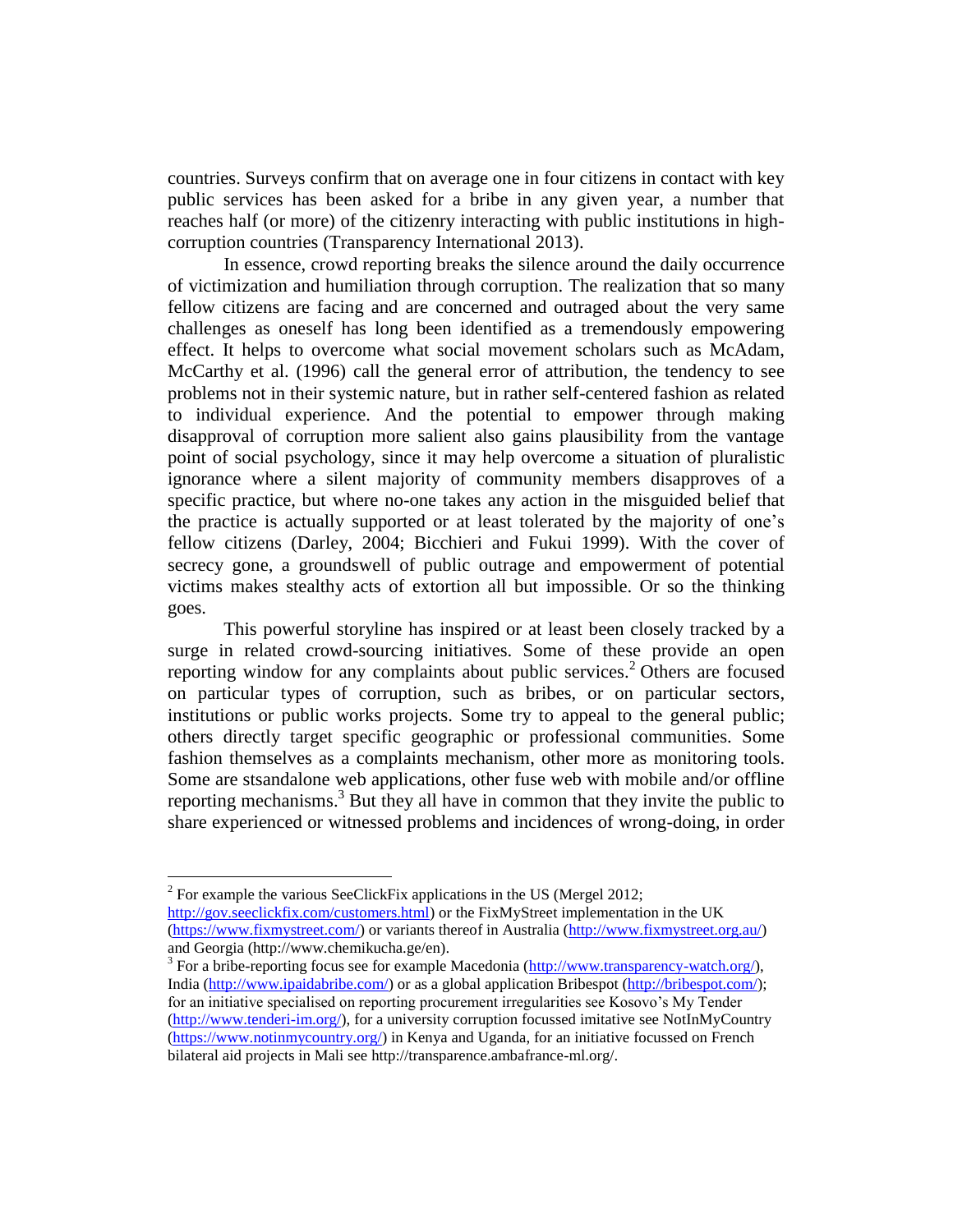countries. Surveys confirm that on average one in four citizens in contact with key public services has been asked for a bribe in any given year, a number that reaches half (or more) of the citizenry interacting with public institutions in high-corruption countries (Transparency International 2013).

In essence, crowd reporting breaks the silence around the daily occurrence of victimization and humiliation through corruption. The realization that so many fellow citizens are facing and are concerned and outraged about the very same challenges as oneself has long been identified as a tremendously empowering effect. It helps to overcome what social movement scholars such as McAdam, McCarthy et al. (1996) call the general error of attribution, the tendency to see problems not in their systemic nature, but in rather self-centered fashion as related to individual experience. And the potential to empower through making disapproval of corruption more salient also gains plausibility from the vantage point of social psychology, since it may help overcome a situation of pluralistic ignorance where a silent majority of community members disapproves of a specific practice, but where no-one takes any action in the misguided belief that the practice is actually supported or at least tolerated by the majority of one's fellow citizens (Darley, 2004; Bicchieri and Fukui 1999). With the cover of secrecy gone, a groundswell of public outrage and empowerment of potential victims makes stealthy acts of extortion all but impossible. Or so the thinking goes.

This powerful storyline has inspired or at least been closely tracked by a surge in related crowd-sourcing initiatives. Some of these provide an open reporting window for any complaints about public services.[2] Others are focused on particular types of corruption, such as bribes, or on particular sectors, institutions or public works projects. Some try to appeal to the general public; others directly target specific geographic or professional communities. Some fashion themselves as a complaints mechanism, other more as monitoring tools. Some are stsandalone web applications, other fuse web with mobile and/or offline reporting mechanisms.[3] But they all have in common that they invite the public to share experienced or witnessed problems and incidences of wrong-doing, in order

---

[2] For example the various SeeClickFix applications in the US (Mergel 2012; http://gov.seeclickfix.com/customers.html) or the FixMyStreet implementation in the UK (https://www.fixmystreet.com/) or variants thereof in Australia (http://www.fixmystreet.org.au/) and Georgia (http://www.chemikucha.ge/en).

[3] For a bribe-reporting focus see for example Macedonia (http://www.transparency-watch.org/), India (http://www.ipaidabribe.com/) or as a global application Bribespot (http://bribespot.com/); for an initiative specialised on reporting procurement irregularities see Kosovo's My Tender (http://www.tenderi-im.org/), for a university corruption focussed imitative see NotInMyCountry (https://www.notinmycountry.org/) in Kenya and Uganda, for an initiative focussed on French bilateral aid projects in Mali see http://transparence.ambafrance-ml.org/.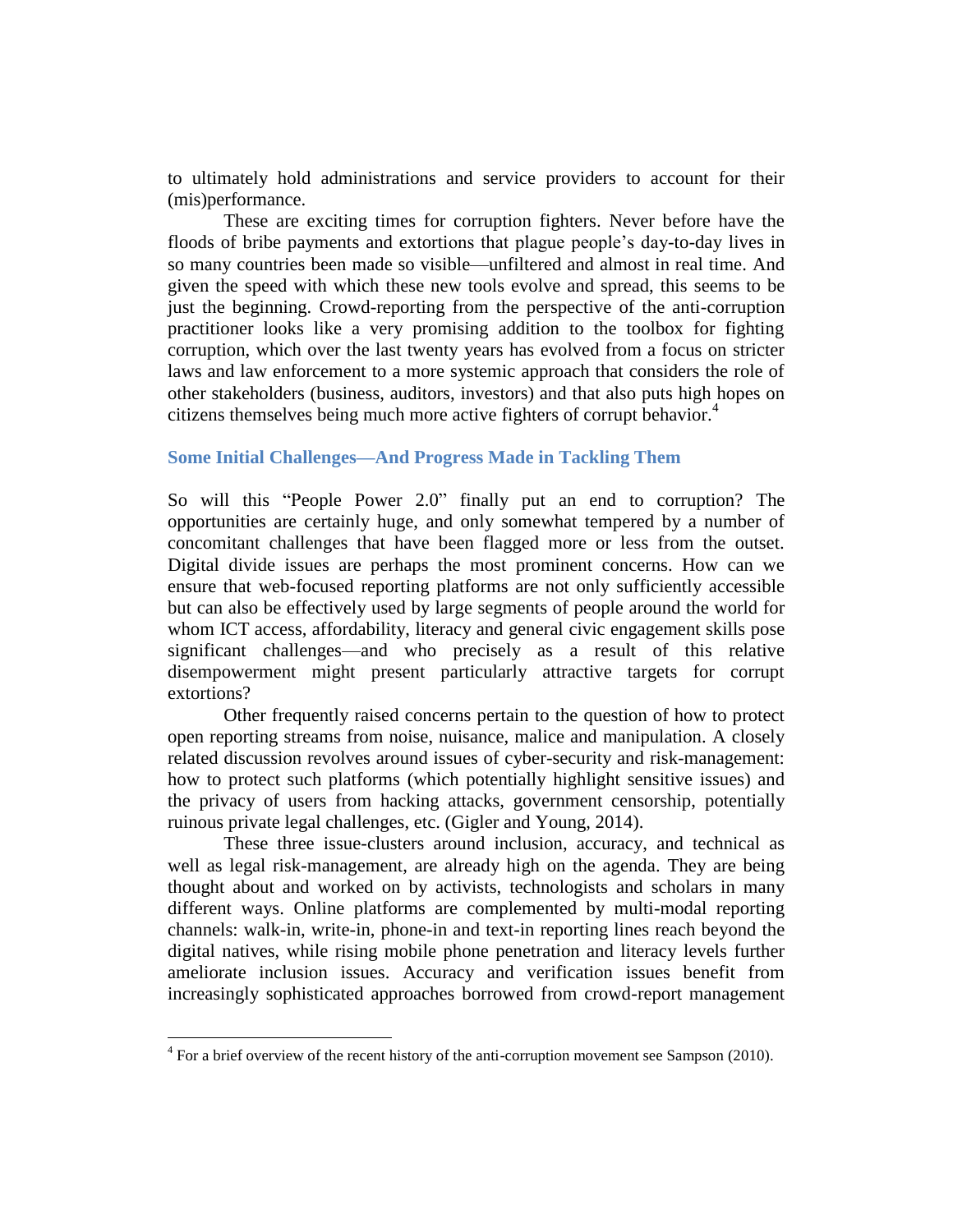to ultimately hold administrations and service providers to account for their (mis)performance.

These are exciting times for corruption fighters. Never before have the floods of bribe payments and extortions that plague people's day-to-day lives in so many countries been made so visible—unfiltered and almost in real time. And given the speed with which these new tools evolve and spread, this seems to be just the beginning. Crowd-reporting from the perspective of the anti-corruption practitioner looks like a very promising addition to the toolbox for fighting corruption, which over the last twenty years has evolved from a focus on stricter laws and law enforcement to a more systemic approach that considers the role of other stakeholders (business, auditors, investors) and that also puts high hopes on citizens themselves being much more active fighters of corrupt behavior.[4]

## Some Initial Challenges—And Progress Made in Tackling Them

So will this "People Power 2.0" finally put an end to corruption? The opportunities are certainly huge, and only somewhat tempered by a number of concomitant challenges that have been flagged more or less from the outset. Digital divide issues are perhaps the most prominent concerns. How can we ensure that web-focused reporting platforms are not only sufficiently accessible but can also be effectively used by large segments of people around the world for whom ICT access, affordability, literacy and general civic engagement skills pose significant challenges—and who precisely as a result of this relative disempowerment might present particularly attractive targets for corrupt extortions?

Other frequently raised concerns pertain to the question of how to protect open reporting streams from noise, nuisance, malice and manipulation. A closely related discussion revolves around issues of cyber-security and risk-management: how to protect such platforms (which potentially highlight sensitive issues) and the privacy of users from hacking attacks, government censorship, potentially ruinous private legal challenges, etc. (Gigler and Young, 2014).

These three issue-clusters around inclusion, accuracy, and technical as well as legal risk-management, are already high on the agenda. They are being thought about and worked on by activists, technologists and scholars in many different ways. Online platforms are complemented by multi-modal reporting channels: walk-in, write-in, phone-in and text-in reporting lines reach beyond the digital natives, while rising mobile phone penetration and literacy levels further ameliorate inclusion issues. Accuracy and verification issues benefit from increasingly sophisticated approaches borrowed from crowd-report management

[4] For a brief overview of the recent history of the anti-corruption movement see Sampson (2010).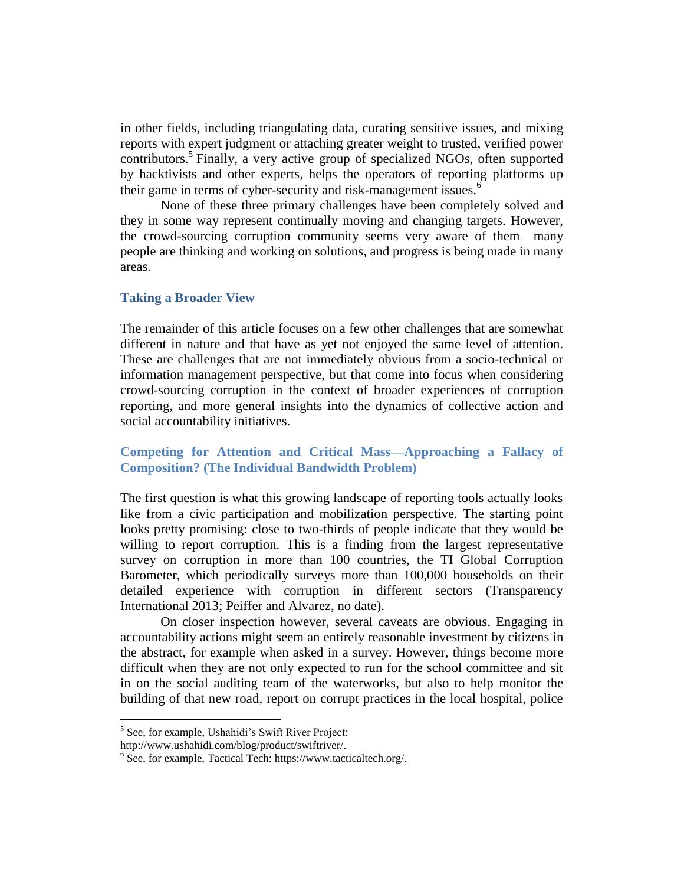in other fields, including triangulating data, curating sensitive issues, and mixing reports with expert judgment or attaching greater weight to trusted, verified power contributors.[5] Finally, a very active group of specialized NGOs, often supported by hacktivists and other experts, helps the operators of reporting platforms up their game in terms of cyber-security and risk-management issues.[6]

None of these three primary challenges have been completely solved and they in some way represent continually moving and changing targets. However, the crowd-sourcing corruption community seems very aware of them—many people are thinking and working on solutions, and progress is being made in many areas.

### Taking a Broader View

The remainder of this article focuses on a few other challenges that are somewhat different in nature and that have as yet not enjoyed the same level of attention. These are challenges that are not immediately obvious from a socio-technical or information management perspective, but that come into focus when considering crowd-sourcing corruption in the context of broader experiences of corruption reporting, and more general insights into the dynamics of collective action and social accountability initiatives.

### Competing for Attention and Critical Mass—Approaching a Fallacy of Composition? (The Individual Bandwidth Problem)

The first question is what this growing landscape of reporting tools actually looks like from a civic participation and mobilization perspective. The starting point looks pretty promising: close to two-thirds of people indicate that they would be willing to report corruption. This is a finding from the largest representative survey on corruption in more than 100 countries, the TI Global Corruption Barometer, which periodically surveys more than 100,000 households on their detailed experience with corruption in different sectors (Transparency International 2013; Peiffer and Alvarez, no date).

On closer inspection however, several caveats are obvious. Engaging in accountability actions might seem an entirely reasonable investment by citizens in the abstract, for example when asked in a survey. However, things become more difficult when they are not only expected to run for the school committee and sit in on the social auditing team of the waterworks, but also to help monitor the building of that new road, report on corrupt practices in the local hospital, police

---

[5] See, for example, Ushahidi's Swift River Project: http://www.ushahidi.com/blog/product/swiftriver/.

[6] See, for example, Tactical Tech: https://www.tacticaltech.org/.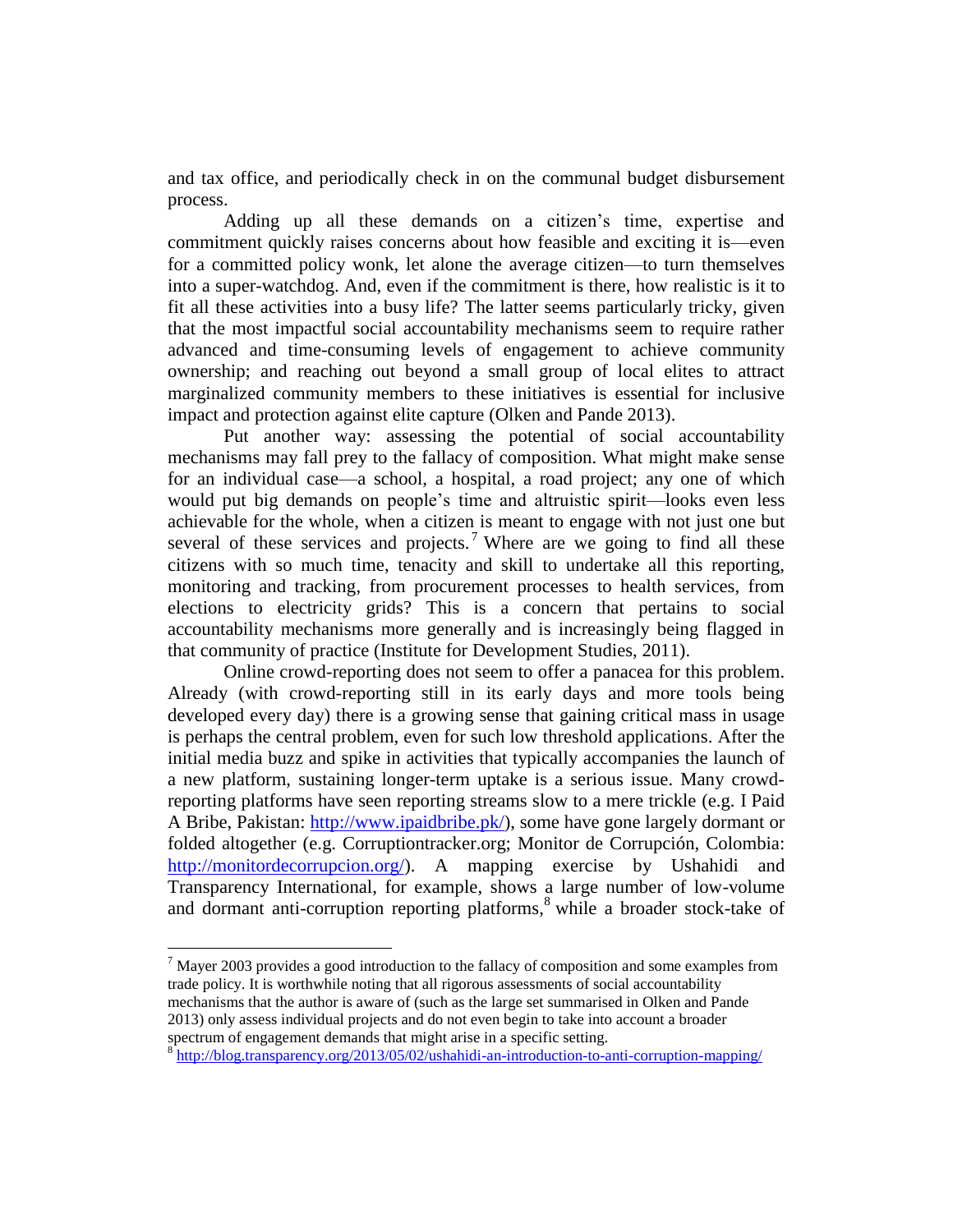and tax office, and periodically check in on the communal budget disbursement process.

Adding up all these demands on a citizen's time, expertise and commitment quickly raises concerns about how feasible and exciting it is—even for a committed policy wonk, let alone the average citizen—to turn themselves into a super-watchdog. And, even if the commitment is there, how realistic is it to fit all these activities into a busy life? The latter seems particularly tricky, given that the most impactful social accountability mechanisms seem to require rather advanced and time-consuming levels of engagement to achieve community ownership; and reaching out beyond a small group of local elites to attract marginalized community members to these initiatives is essential for inclusive impact and protection against elite capture (Olken and Pande 2013).

Put another way: assessing the potential of social accountability mechanisms may fall prey to the fallacy of composition. What might make sense for an individual case—a school, a hospital, a road project; any one of which would put big demands on people's time and altruistic spirit—looks even less achievable for the whole, when a citizen is meant to engage with not just one but several of these services and projects.[7] Where are we going to find all these citizens with so much time, tenacity and skill to undertake all this reporting, monitoring and tracking, from procurement processes to health services, from elections to electricity grids? This is a concern that pertains to social accountability mechanisms more generally and is increasingly being flagged in that community of practice (Institute for Development Studies, 2011).

Online crowd-reporting does not seem to offer a panacea for this problem. Already (with crowd-reporting still in its early days and more tools being developed every day) there is a growing sense that gaining critical mass in usage is perhaps the central problem, even for such low threshold applications. After the initial media buzz and spike in activities that typically accompanies the launch of a new platform, sustaining longer-term uptake is a serious issue. Many crowd-reporting platforms have seen reporting streams slow to a mere trickle (e.g. I Paid A Bribe, Pakistan: http://www.ipaidbribe.pk/), some have gone largely dormant or folded altogether (e.g. Corruptiontracker.org; Monitor de Corrupción, Colombia: http://monitordecorrupcion.org/). A mapping exercise by Ushahidi and Transparency International, for example, shows a large number of low-volume and dormant anti-corruption reporting platforms,[8] while a broader stock-take of

---

[7] Mayer 2003 provides a good introduction to the fallacy of composition and some examples from trade policy. It is worthwhile noting that all rigorous assessments of social accountability mechanisms that the author is aware of (such as the large set summarised in Olken and Pande 2013) only assess individual projects and do not even begin to take into account a broader spectrum of engagement demands that might arise in a specific setting.

[8] http://blog.transparency.org/2013/05/02/ushahidi-an-introduction-to-anti-corruption-mapping/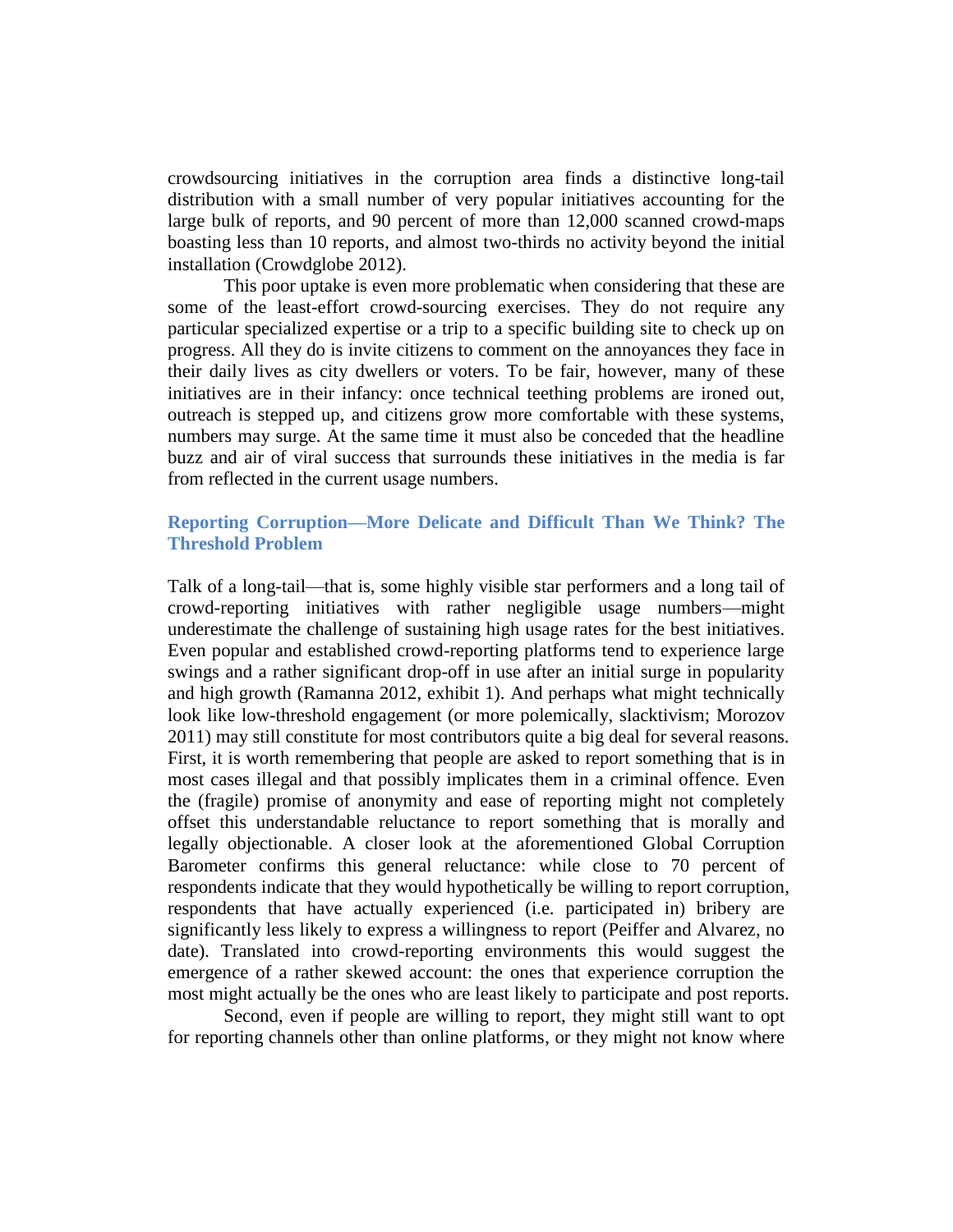crowdsourcing initiatives in the corruption area finds a distinctive long-tail distribution with a small number of very popular initiatives accounting for the large bulk of reports, and 90 percent of more than 12,000 scanned crowd-maps boasting less than 10 reports, and almost two-thirds no activity beyond the initial installation (Crowdglobe 2012).

This poor uptake is even more problematic when considering that these are some of the least-effort crowd-sourcing exercises. They do not require any particular specialized expertise or a trip to a specific building site to check up on progress. All they do is invite citizens to comment on the annoyances they face in their daily lives as city dwellers or voters. To be fair, however, many of these initiatives are in their infancy: once technical teething problems are ironed out, outreach is stepped up, and citizens grow more comfortable with these systems, numbers may surge. At the same time it must also be conceded that the headline buzz and air of viral success that surrounds these initiatives in the media is far from reflected in the current usage numbers.

### Reporting Corruption—More Delicate and Difficult Than We Think? The Threshold Problem

Talk of a long-tail—that is, some highly visible star performers and a long tail of crowd-reporting initiatives with rather negligible usage numbers—might underestimate the challenge of sustaining high usage rates for the best initiatives. Even popular and established crowd-reporting platforms tend to experience large swings and a rather significant drop-off in use after an initial surge in popularity and high growth (Ramanna 2012, exhibit 1). And perhaps what might technically look like low-threshold engagement (or more polemically, slacktivism; Morozov 2011) may still constitute for most contributors quite a big deal for several reasons. First, it is worth remembering that people are asked to report something that is in most cases illegal and that possibly implicates them in a criminal offence. Even the (fragile) promise of anonymity and ease of reporting might not completely offset this understandable reluctance to report something that is morally and legally objectionable. A closer look at the aforementioned Global Corruption Barometer confirms this general reluctance: while close to 70 percent of respondents indicate that they would hypothetically be willing to report corruption, respondents that have actually experienced (i.e. participated in) bribery are significantly less likely to express a willingness to report (Peiffer and Alvarez, no date). Translated into crowd-reporting environments this would suggest the emergence of a rather skewed account: the ones that experience corruption the most might actually be the ones who are least likely to participate and post reports.

Second, even if people are willing to report, they might still want to opt for reporting channels other than online platforms, or they might not know where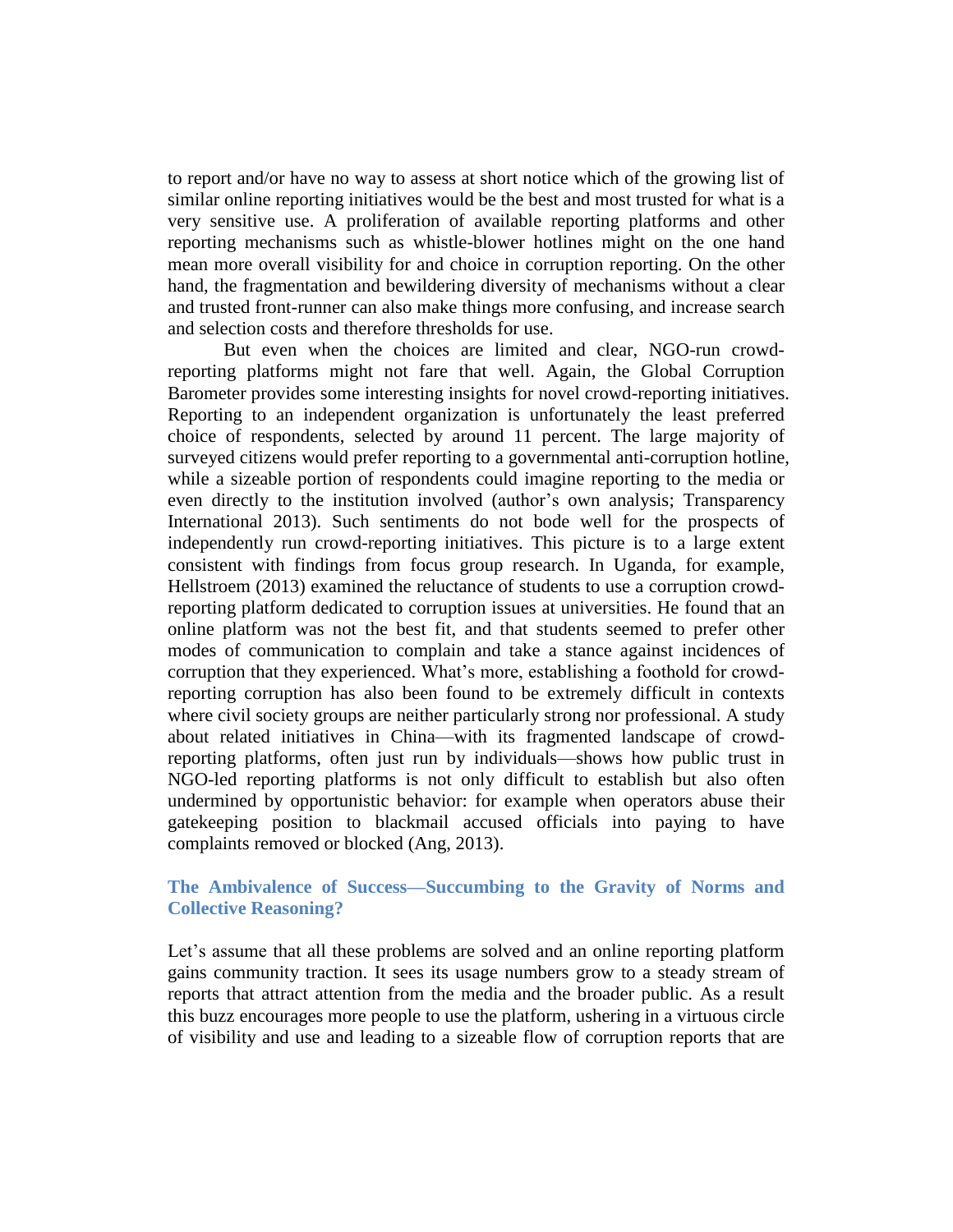to report and/or have no way to assess at short notice which of the growing list of similar online reporting initiatives would be the best and most trusted for what is a very sensitive use. A proliferation of available reporting platforms and other reporting mechanisms such as whistle-blower hotlines might on the one hand mean more overall visibility for and choice in corruption reporting. On the other hand, the fragmentation and bewildering diversity of mechanisms without a clear and trusted front-runner can also make things more confusing, and increase search and selection costs and therefore thresholds for use.

But even when the choices are limited and clear, NGO-run crowd-reporting platforms might not fare that well. Again, the Global Corruption Barometer provides some interesting insights for novel crowd-reporting initiatives. Reporting to an independent organization is unfortunately the least preferred choice of respondents, selected by around 11 percent. The large majority of surveyed citizens would prefer reporting to a governmental anti-corruption hotline, while a sizeable portion of respondents could imagine reporting to the media or even directly to the institution involved (author's own analysis; Transparency International 2013). Such sentiments do not bode well for the prospects of independently run crowd-reporting initiatives. This picture is to a large extent consistent with findings from focus group research. In Uganda, for example, Hellstroem (2013) examined the reluctance of students to use a corruption crowd-reporting platform dedicated to corruption issues at universities. He found that an online platform was not the best fit, and that students seemed to prefer other modes of communication to complain and take a stance against incidences of corruption that they experienced. What's more, establishing a foothold for crowd-reporting corruption has also been found to be extremely difficult in contexts where civil society groups are neither particularly strong nor professional. A study about related initiatives in China—with its fragmented landscape of crowd-reporting platforms, often just run by individuals—shows how public trust in NGO-led reporting platforms is not only difficult to establish but also often undermined by opportunistic behavior: for example when operators abuse their gatekeeping position to blackmail accused officials into paying to have complaints removed or blocked (Ang, 2013).

### The Ambivalence of Success—Succumbing to the Gravity of Norms and Collective Reasoning?

Let's assume that all these problems are solved and an online reporting platform gains community traction. It sees its usage numbers grow to a steady stream of reports that attract attention from the media and the broader public. As a result this buzz encourages more people to use the platform, ushering in a virtuous circle of visibility and use and leading to a sizeable flow of corruption reports that are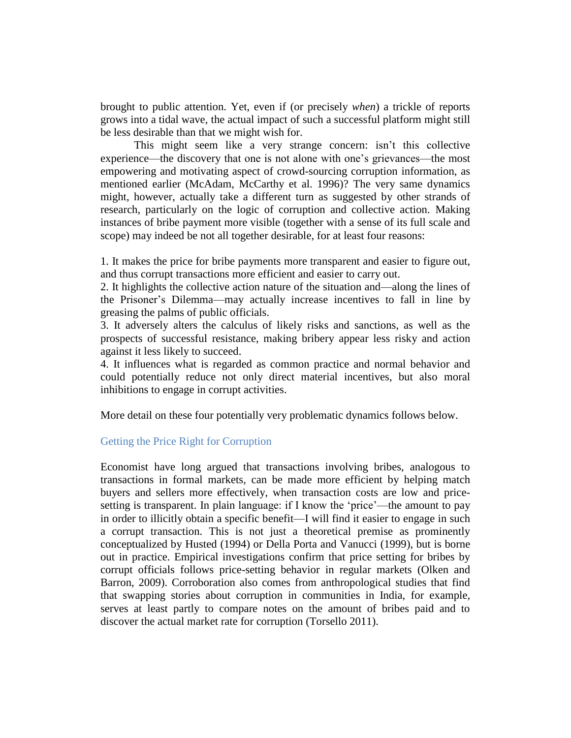brought to public attention. Yet, even if (or precisely *when*) a trickle of reports grows into a tidal wave, the actual impact of such a successful platform might still be less desirable than that we might wish for.

This might seem like a very strange concern: isn't this collective experience—the discovery that one is not alone with one's grievances—the most empowering and motivating aspect of crowd-sourcing corruption information, as mentioned earlier (McAdam, McCarthy et al. 1996)? The very same dynamics might, however, actually take a different turn as suggested by other strands of research, particularly on the logic of corruption and collective action. Making instances of bribe payment more visible (together with a sense of its full scale and scope) may indeed be not all together desirable, for at least four reasons:

1. It makes the price for bribe payments more transparent and easier to figure out, and thus corrupt transactions more efficient and easier to carry out.
2. It highlights the collective action nature of the situation and—along the lines of the Prisoner's Dilemma—may actually increase incentives to fall in line by greasing the palms of public officials.
3. It adversely alters the calculus of likely risks and sanctions, as well as the prospects of successful resistance, making bribery appear less risky and action against it less likely to succeed.
4. It influences what is regarded as common practice and normal behavior and could potentially reduce not only direct material incentives, but also moral inhibitions to engage in corrupt activities.

More detail on these four potentially very problematic dynamics follows below.

### Getting the Price Right for Corruption

Economist have long argued that transactions involving bribes, analogous to transactions in formal markets, can be made more efficient by helping match buyers and sellers more effectively, when transaction costs are low and price-setting is transparent. In plain language: if I know the 'price'—the amount to pay in order to illicitly obtain a specific benefit—I will find it easier to engage in such a corrupt transaction. This is not just a theoretical premise as prominently conceptualized by Husted (1994) or Della Porta and Vanucci (1999), but is borne out in practice. Empirical investigations confirm that price setting for bribes by corrupt officials follows price-setting behavior in regular markets (Olken and Barron, 2009). Corroboration also comes from anthropological studies that find that swapping stories about corruption in communities in India, for example, serves at least partly to compare notes on the amount of bribes paid and to discover the actual market rate for corruption (Torsello 2011).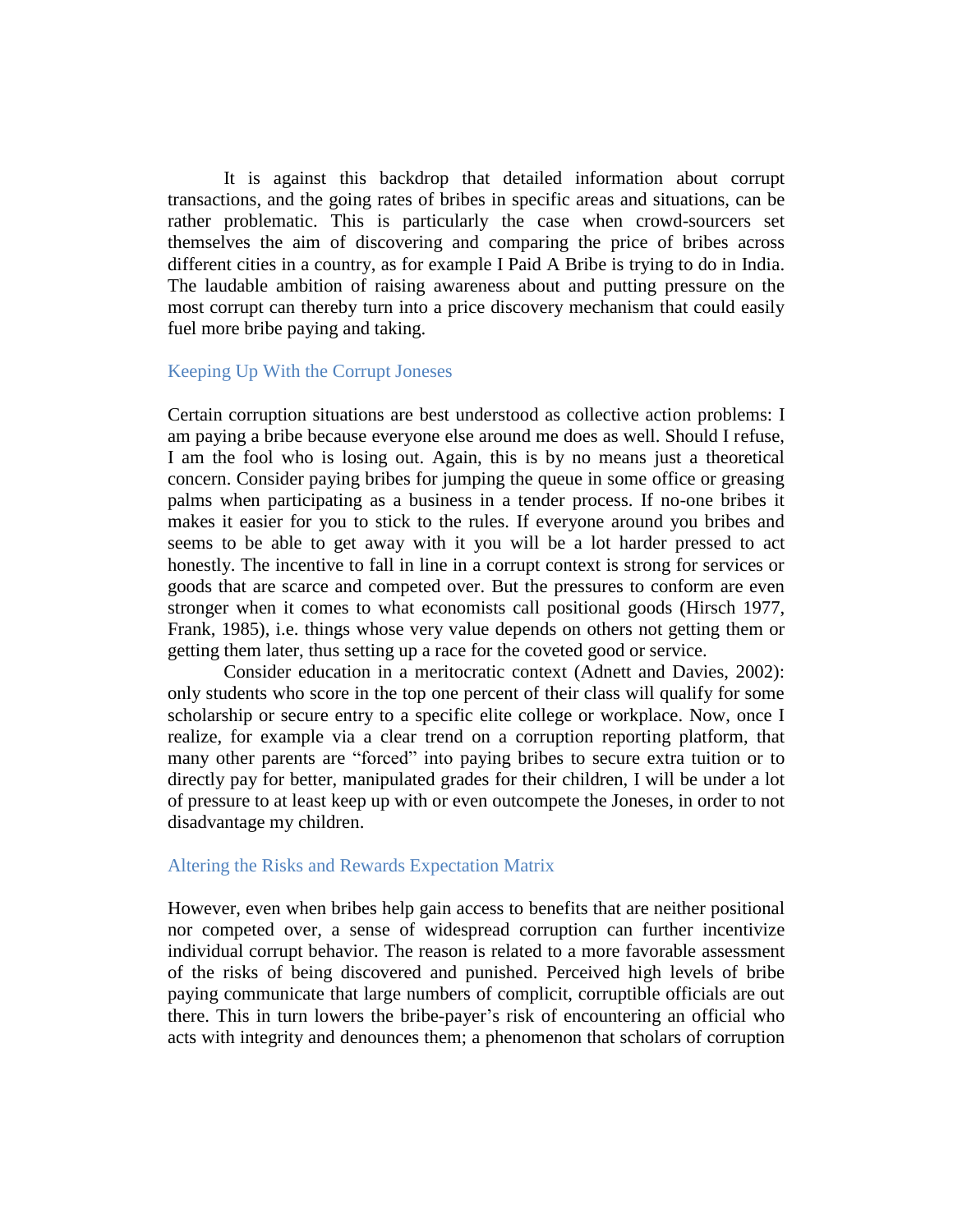It is against this backdrop that detailed information about corrupt transactions, and the going rates of bribes in specific areas and situations, can be rather problematic. This is particularly the case when crowd-sourcers set themselves the aim of discovering and comparing the price of bribes across different cities in a country, as for example I Paid A Bribe is trying to do in India. The laudable ambition of raising awareness about and putting pressure on the most corrupt can thereby turn into a price discovery mechanism that could easily fuel more bribe paying and taking.

## Keeping Up With the Corrupt Joneses

Certain corruption situations are best understood as collective action problems: I am paying a bribe because everyone else around me does as well. Should I refuse, I am the fool who is losing out. Again, this is by no means just a theoretical concern. Consider paying bribes for jumping the queue in some office or greasing palms when participating as a business in a tender process. If no-one bribes it makes it easier for you to stick to the rules. If everyone around you bribes and seems to be able to get away with it you will be a lot harder pressed to act honestly. The incentive to fall in line in a corrupt context is strong for services or goods that are scarce and competed over. But the pressures to conform are even stronger when it comes to what economists call positional goods (Hirsch 1977, Frank, 1985), i.e. things whose very value depends on others not getting them or getting them later, thus setting up a race for the coveted good or service.

Consider education in a meritocratic context (Adnett and Davies, 2002): only students who score in the top one percent of their class will qualify for some scholarship or secure entry to a specific elite college or workplace. Now, once I realize, for example via a clear trend on a corruption reporting platform, that many other parents are "forced" into paying bribes to secure extra tuition or to directly pay for better, manipulated grades for their children, I will be under a lot of pressure to at least keep up with or even outcompete the Joneses, in order to not disadvantage my children.

## Altering the Risks and Rewards Expectation Matrix

However, even when bribes help gain access to benefits that are neither positional nor competed over, a sense of widespread corruption can further incentivize individual corrupt behavior. The reason is related to a more favorable assessment of the risks of being discovered and punished. Perceived high levels of bribe paying communicate that large numbers of complicit, corruptible officials are out there. This in turn lowers the bribe-payer's risk of encountering an official who acts with integrity and denounces them; a phenomenon that scholars of corruption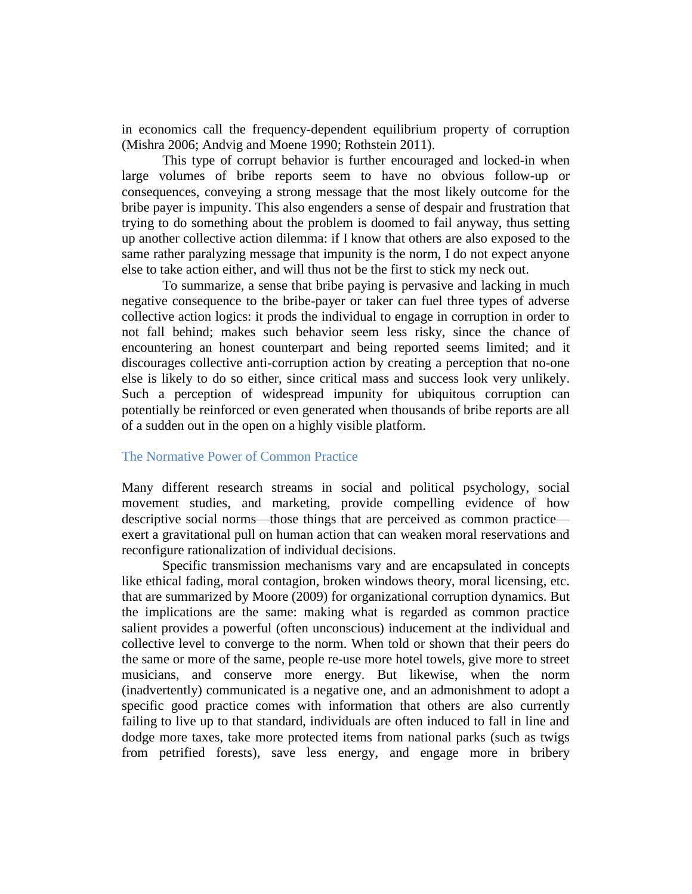in economics call the frequency-dependent equilibrium property of corruption (Mishra 2006; Andvig and Moene 1990; Rothstein 2011).

This type of corrupt behavior is further encouraged and locked-in when large volumes of bribe reports seem to have no obvious follow-up or consequences, conveying a strong message that the most likely outcome for the bribe payer is impunity. This also engenders a sense of despair and frustration that trying to do something about the problem is doomed to fail anyway, thus setting up another collective action dilemma: if I know that others are also exposed to the same rather paralyzing message that impunity is the norm, I do not expect anyone else to take action either, and will thus not be the first to stick my neck out.

To summarize, a sense that bribe paying is pervasive and lacking in much negative consequence to the bribe-payer or taker can fuel three types of adverse collective action logics: it prods the individual to engage in corruption in order to not fall behind; makes such behavior seem less risky, since the chance of encountering an honest counterpart and being reported seems limited; and it discourages collective anti-corruption action by creating a perception that no-one else is likely to do so either, since critical mass and success look very unlikely. Such a perception of widespread impunity for ubiquitous corruption can potentially be reinforced or even generated when thousands of bribe reports are all of a sudden out in the open on a highly visible platform.

## The Normative Power of Common Practice

Many different research streams in social and political psychology, social movement studies, and marketing, provide compelling evidence of how descriptive social norms—those things that are perceived as common practice—exert a gravitational pull on human action that can weaken moral reservations and reconfigure rationalization of individual decisions.

Specific transmission mechanisms vary and are encapsulated in concepts like ethical fading, moral contagion, broken windows theory, moral licensing, etc. that are summarized by Moore (2009) for organizational corruption dynamics. But the implications are the same: making what is regarded as common practice salient provides a powerful (often unconscious) inducement at the individual and collective level to converge to the norm. When told or shown that their peers do the same or more of the same, people re-use more hotel towels, give more to street musicians, and conserve more energy. But likewise, when the norm (inadvertently) communicated is a negative one, and an admonishment to adopt a specific good practice comes with information that others are also currently failing to live up to that standard, individuals are often induced to fall in line and dodge more taxes, take more protected items from national parks (such as twigs from petrified forests), save less energy, and engage more in bribery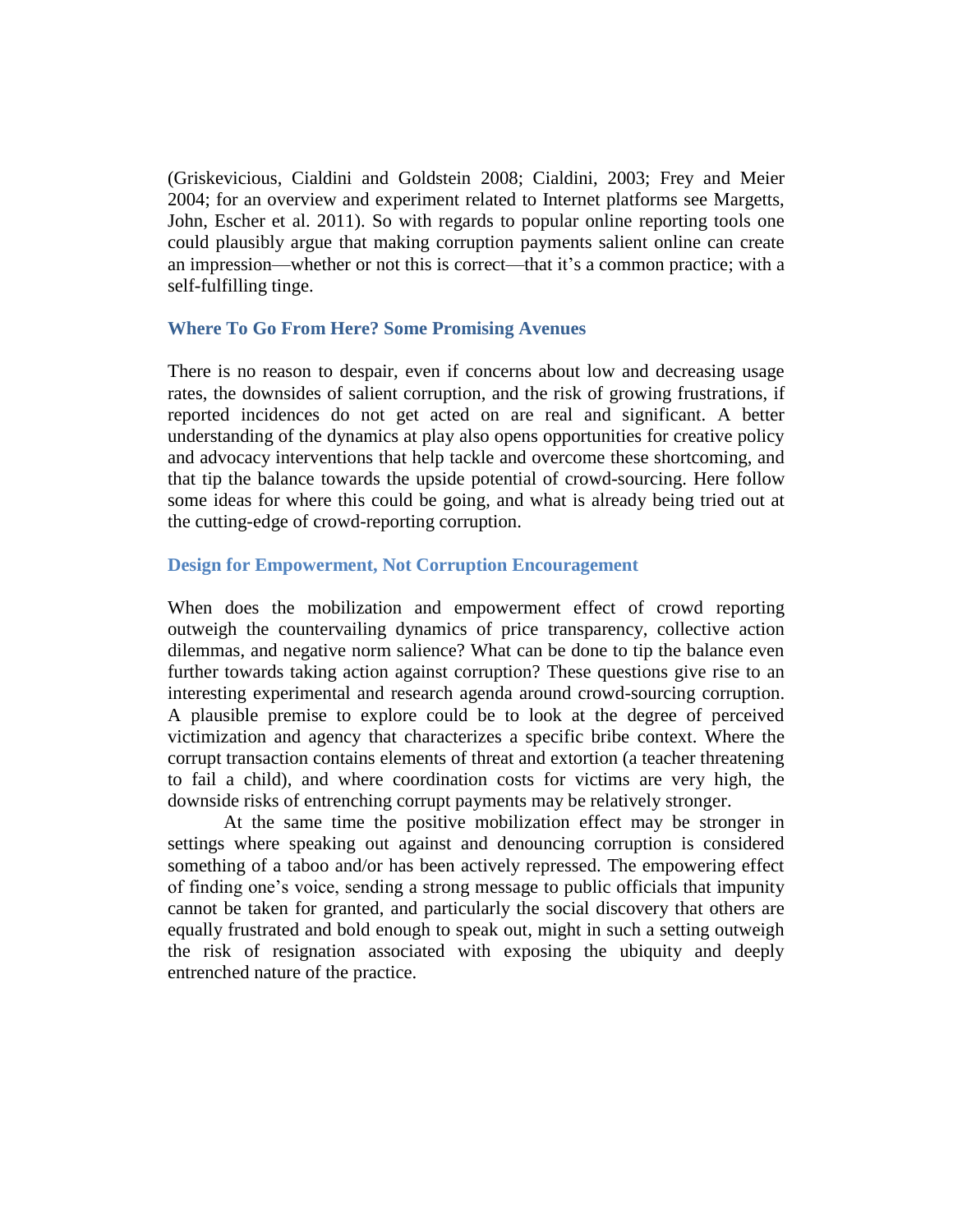(Griskevicious, Cialdini and Goldstein 2008; Cialdini, 2003; Frey and Meier 2004; for an overview and experiment related to Internet platforms see Margetts, John, Escher et al. 2011). So with regards to popular online reporting tools one could plausibly argue that making corruption payments salient online can create an impression—whether or not this is correct—that it's a common practice; with a self-fulfilling tinge.

### Where To Go From Here? Some Promising Avenues

There is no reason to despair, even if concerns about low and decreasing usage rates, the downsides of salient corruption, and the risk of growing frustrations, if reported incidences do not get acted on are real and significant. A better understanding of the dynamics at play also opens opportunities for creative policy and advocacy interventions that help tackle and overcome these shortcoming, and that tip the balance towards the upside potential of crowd-sourcing. Here follow some ideas for where this could be going, and what is already being tried out at the cutting-edge of crowd-reporting corruption.

#### Design for Empowerment, Not Corruption Encouragement

When does the mobilization and empowerment effect of crowd reporting outweigh the countervailing dynamics of price transparency, collective action dilemmas, and negative norm salience? What can be done to tip the balance even further towards taking action against corruption? These questions give rise to an interesting experimental and research agenda around crowd-sourcing corruption. A plausible premise to explore could be to look at the degree of perceived victimization and agency that characterizes a specific bribe context. Where the corrupt transaction contains elements of threat and extortion (a teacher threatening to fail a child), and where coordination costs for victims are very high, the downside risks of entrenching corrupt payments may be relatively stronger.

At the same time the positive mobilization effect may be stronger in settings where speaking out against and denouncing corruption is considered something of a taboo and/or has been actively repressed. The empowering effect of finding one's voice, sending a strong message to public officials that impunity cannot be taken for granted, and particularly the social discovery that others are equally frustrated and bold enough to speak out, might in such a setting outweigh the risk of resignation associated with exposing the ubiquity and deeply entrenched nature of the practice.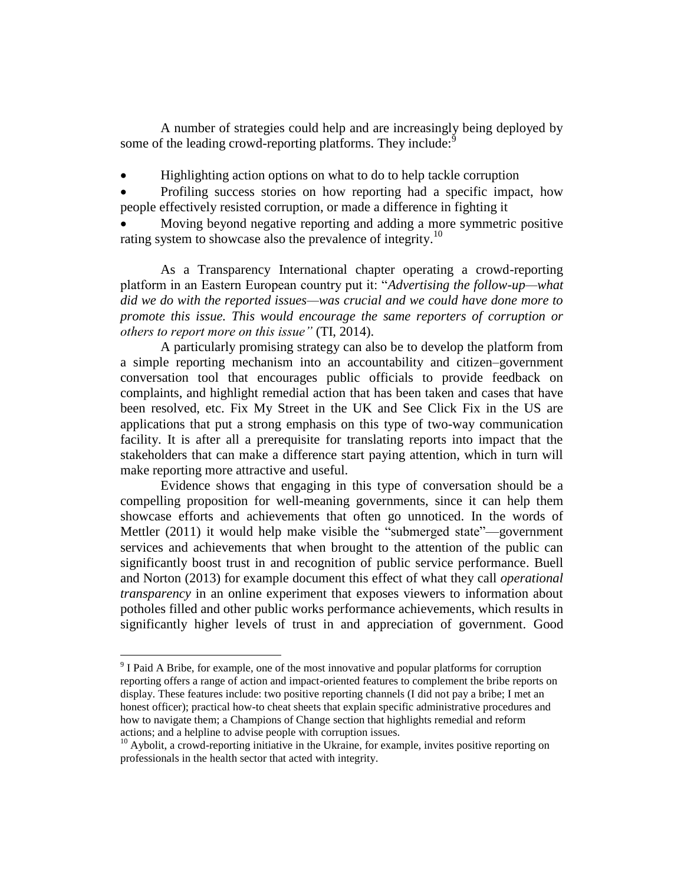A number of strategies could help and are increasingly being deployed by some of the leading crowd-reporting platforms. They include:[9]

- Highlighting action options on what to do to help tackle corruption
- Profiling success stories on how reporting had a specific impact, how people effectively resisted corruption, or made a difference in fighting it
- Moving beyond negative reporting and adding a more symmetric positive rating system to showcase also the prevalence of integrity.[10]

As a Transparency International chapter operating a crowd-reporting platform in an Eastern European country put it: "*Advertising the follow-up—what did we do with the reported issues—was crucial and we could have done more to promote this issue. This would encourage the same reporters of corruption or others to report more on this issue"* (TI, 2014).

A particularly promising strategy can also be to develop the platform from a simple reporting mechanism into an accountability and citizen–government conversation tool that encourages public officials to provide feedback on complaints, and highlight remedial action that has been taken and cases that have been resolved, etc. Fix My Street in the UK and See Click Fix in the US are applications that put a strong emphasis on this type of two-way communication facility. It is after all a prerequisite for translating reports into impact that the stakeholders that can make a difference start paying attention, which in turn will make reporting more attractive and useful.

Evidence shows that engaging in this type of conversation should be a compelling proposition for well-meaning governments, since it can help them showcase efforts and achievements that often go unnoticed. In the words of Mettler (2011) it would help make visible the "submerged state"—government services and achievements that when brought to the attention of the public can significantly boost trust in and recognition of public service performance. Buell and Norton (2013) for example document this effect of what they call *operational transparency* in an online experiment that exposes viewers to information about potholes filled and other public works performance achievements, which results in significantly higher levels of trust in and appreciation of government. Good

[9] I Paid A Bribe, for example, one of the most innovative and popular platforms for corruption reporting offers a range of action and impact-oriented features to complement the bribe reports on display. These features include: two positive reporting channels (I did not pay a bribe; I met an honest officer); practical how-to cheat sheets that explain specific administrative procedures and how to navigate them; a Champions of Change section that highlights remedial and reform actions; and a helpline to advise people with corruption issues.

[10] Aybolit, a crowd-reporting initiative in the Ukraine, for example, invites positive reporting on professionals in the health sector that acted with integrity.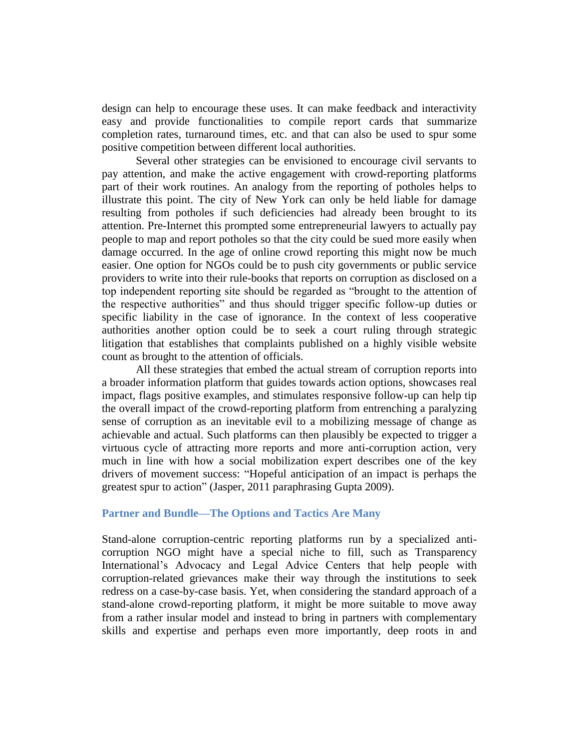design can help to encourage these uses. It can make feedback and interactivity easy and provide functionalities to compile report cards that summarize completion rates, turnaround times, etc. and that can also be used to spur some positive competition between different local authorities.

Several other strategies can be envisioned to encourage civil servants to pay attention, and make the active engagement with crowd-reporting platforms part of their work routines. An analogy from the reporting of potholes helps to illustrate this point. The city of New York can only be held liable for damage resulting from potholes if such deficiencies had already been brought to its attention. Pre-Internet this prompted some entrepreneurial lawyers to actually pay people to map and report potholes so that the city could be sued more easily when damage occurred. In the age of online crowd reporting this might now be much easier. One option for NGOs could be to push city governments or public service providers to write into their rule-books that reports on corruption as disclosed on a top independent reporting site should be regarded as "brought to the attention of the respective authorities" and thus should trigger specific follow-up duties or specific liability in the case of ignorance. In the context of less cooperative authorities another option could be to seek a court ruling through strategic litigation that establishes that complaints published on a highly visible website count as brought to the attention of officials.

All these strategies that embed the actual stream of corruption reports into a broader information platform that guides towards action options, showcases real impact, flags positive examples, and stimulates responsive follow-up can help tip the overall impact of the crowd-reporting platform from entrenching a paralyzing sense of corruption as an inevitable evil to a mobilizing message of change as achievable and actual. Such platforms can then plausibly be expected to trigger a virtuous cycle of attracting more reports and more anti-corruption action, very much in line with how a social mobilization expert describes one of the key drivers of movement success: "Hopeful anticipation of an impact is perhaps the greatest spur to action" (Jasper, 2011 paraphrasing Gupta 2009).

## Partner and Bundle—The Options and Tactics Are Many

Stand-alone corruption-centric reporting platforms run by a specialized anti-corruption NGO might have a special niche to fill, such as Transparency International's Advocacy and Legal Advice Centers that help people with corruption-related grievances make their way through the institutions to seek redress on a case-by-case basis. Yet, when considering the standard approach of a stand-alone crowd-reporting platform, it might be more suitable to move away from a rather insular model and instead to bring in partners with complementary skills and expertise and perhaps even more importantly, deep roots in and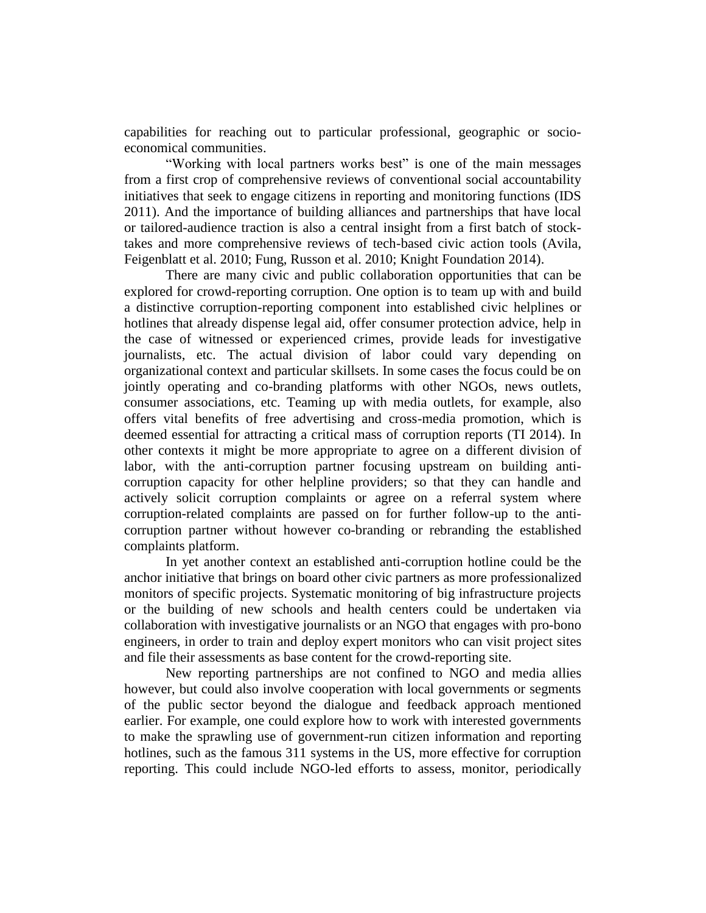capabilities for reaching out to particular professional, geographic or socio-economical communities.

"Working with local partners works best" is one of the main messages from a first crop of comprehensive reviews of conventional social accountability initiatives that seek to engage citizens in reporting and monitoring functions (IDS 2011). And the importance of building alliances and partnerships that have local or tailored-audience traction is also a central insight from a first batch of stock-takes and more comprehensive reviews of tech-based civic action tools (Avila, Feigenblatt et al. 2010; Fung, Russon et al. 2010; Knight Foundation 2014).

There are many civic and public collaboration opportunities that can be explored for crowd-reporting corruption. One option is to team up with and build a distinctive corruption-reporting component into established civic helplines or hotlines that already dispense legal aid, offer consumer protection advice, help in the case of witnessed or experienced crimes, provide leads for investigative journalists, etc. The actual division of labor could vary depending on organizational context and particular skillsets. In some cases the focus could be on jointly operating and co-branding platforms with other NGOs, news outlets, consumer associations, etc. Teaming up with media outlets, for example, also offers vital benefits of free advertising and cross-media promotion, which is deemed essential for attracting a critical mass of corruption reports (TI 2014). In other contexts it might be more appropriate to agree on a different division of labor, with the anti-corruption partner focusing upstream on building anti-corruption capacity for other helpline providers; so that they can handle and actively solicit corruption complaints or agree on a referral system where corruption-related complaints are passed on for further follow-up to the anti-corruption partner without however co-branding or rebranding the established complaints platform.

In yet another context an established anti-corruption hotline could be the anchor initiative that brings on board other civic partners as more professionalized monitors of specific projects. Systematic monitoring of big infrastructure projects or the building of new schools and health centers could be undertaken via collaboration with investigative journalists or an NGO that engages with pro-bono engineers, in order to train and deploy expert monitors who can visit project sites and file their assessments as base content for the crowd-reporting site.

New reporting partnerships are not confined to NGO and media allies however, but could also involve cooperation with local governments or segments of the public sector beyond the dialogue and feedback approach mentioned earlier. For example, one could explore how to work with interested governments to make the sprawling use of government-run citizen information and reporting hotlines, such as the famous 311 systems in the US, more effective for corruption reporting. This could include NGO-led efforts to assess, monitor, periodically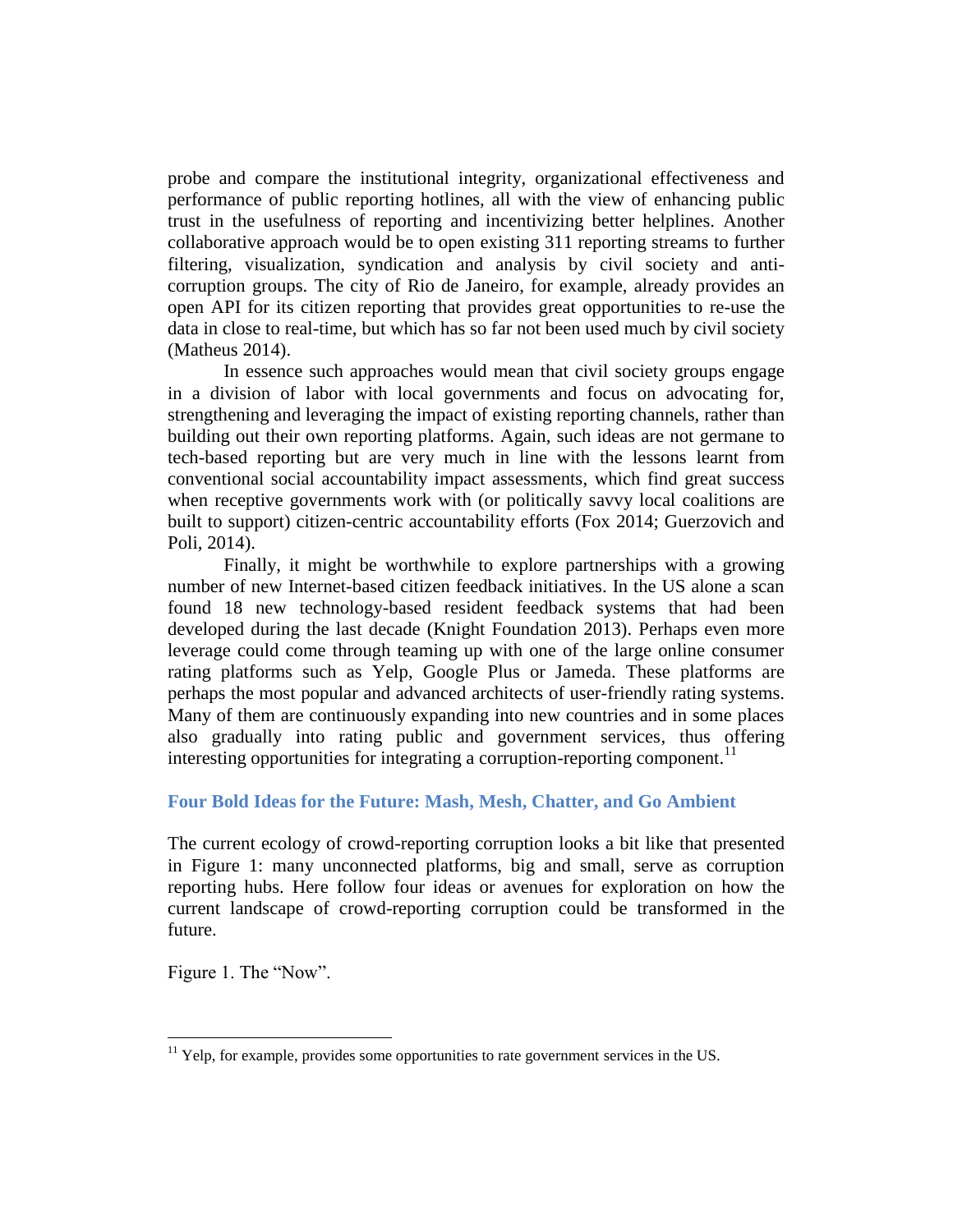probe and compare the institutional integrity, organizational effectiveness and performance of public reporting hotlines, all with the view of enhancing public trust in the usefulness of reporting and incentivizing better helplines. Another collaborative approach would be to open existing 311 reporting streams to further filtering, visualization, syndication and analysis by civil society and anti-corruption groups. The city of Rio de Janeiro, for example, already provides an open API for its citizen reporting that provides great opportunities to re-use the data in close to real-time, but which has so far not been used much by civil society (Matheus 2014).

In essence such approaches would mean that civil society groups engage in a division of labor with local governments and focus on advocating for, strengthening and leveraging the impact of existing reporting channels, rather than building out their own reporting platforms. Again, such ideas are not germane to tech-based reporting but are very much in line with the lessons learnt from conventional social accountability impact assessments, which find great success when receptive governments work with (or politically savvy local coalitions are built to support) citizen-centric accountability efforts (Fox 2014; Guerzovich and Poli, 2014).

Finally, it might be worthwhile to explore partnerships with a growing number of new Internet-based citizen feedback initiatives. In the US alone a scan found 18 new technology-based resident feedback systems that had been developed during the last decade (Knight Foundation 2013). Perhaps even more leverage could come through teaming up with one of the large online consumer rating platforms such as Yelp, Google Plus or Jameda. These platforms are perhaps the most popular and advanced architects of user-friendly rating systems. Many of them are continuously expanding into new countries and in some places also gradually into rating public and government services, thus offering interesting opportunities for integrating a corruption-reporting component.[11]

## Four Bold Ideas for the Future: Mash, Mesh, Chatter, and Go Ambient

The current ecology of crowd-reporting corruption looks a bit like that presented in Figure 1: many unconnected platforms, big and small, serve as corruption reporting hubs. Here follow four ideas or avenues for exploration on how the current landscape of crowd-reporting corruption could be transformed in the future.

Figure 1. The "Now".

[11] Yelp, for example, provides some opportunities to rate government services in the US.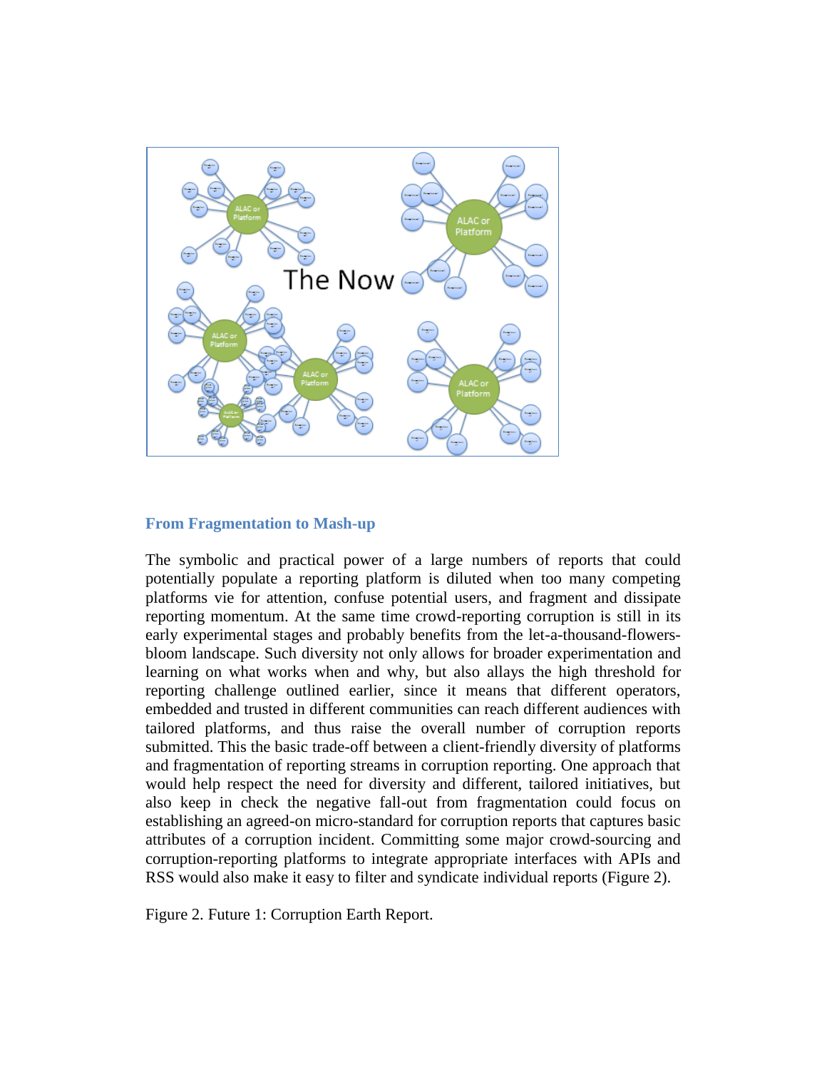## From Fragmentation to Mash-up

The symbolic and practical power of a large numbers of reports that could potentially populate a reporting platform is diluted when too many competing platforms vie for attention, confuse potential users, and fragment and dissipate reporting momentum. At the same time crowd-reporting corruption is still in its early experimental stages and probably benefits from the let-a-thousand-flowers-bloom landscape. Such diversity not only allows for broader experimentation and learning on what works when and why, but also allays the high threshold for reporting challenge outlined earlier, since it means that different operators, embedded and trusted in different communities can reach different audiences with tailored platforms, and thus raise the overall number of corruption reports submitted. This the basic trade-off between a client-friendly diversity of platforms and fragmentation of reporting streams in corruption reporting. One approach that would help respect the need for diversity and different, tailored initiatives, but also keep in check the negative fall-out from fragmentation could focus on establishing an agreed-on micro-standard for corruption reports that captures basic attributes of a corruption incident. Committing some major crowd-sourcing and corruption-reporting platforms to integrate appropriate interfaces with APIs and RSS would also make it easy to filter and syndicate individual reports (Figure 2).

Figure 2. Future 1: Corruption Earth Report.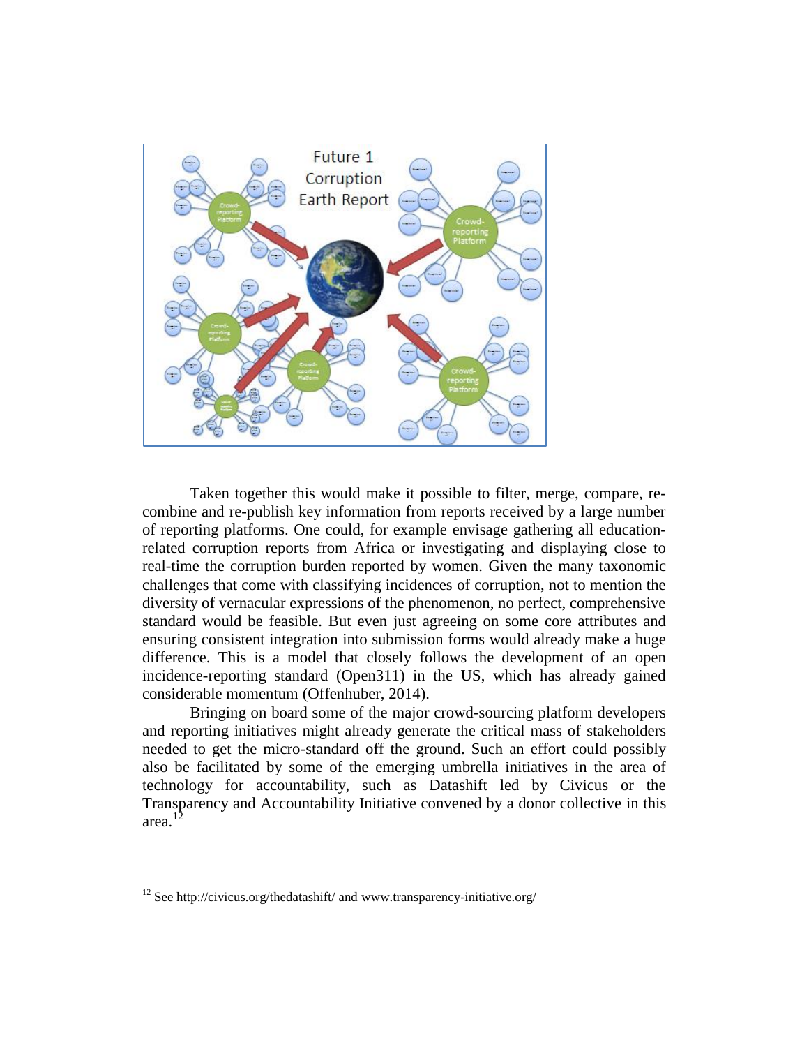Taken together this would make it possible to filter, merge, compare, re-combine and re-publish key information from reports received by a large number of reporting platforms. One could, for example envisage gathering all education-related corruption reports from Africa or investigating and displaying close to real-time the corruption burden reported by women. Given the many taxonomic challenges that come with classifying incidences of corruption, not to mention the diversity of vernacular expressions of the phenomenon, no perfect, comprehensive standard would be feasible. But even just agreeing on some core attributes and ensuring consistent integration into submission forms would already make a huge difference. This is a model that closely follows the development of an open incidence-reporting standard (Open311) in the US, which has already gained considerable momentum (Offenhuber, 2014).

Bringing on board some of the major crowd-sourcing platform developers and reporting initiatives might already generate the critical mass of stakeholders needed to get the micro-standard off the ground. Such an effort could possibly also be facilitated by some of the emerging umbrella initiatives in the area of technology for accountability, such as Datashift led by Civicus or the Transparency and Accountability Initiative convened by a donor collective in this area.[12]

[12] See http://civicus.org/thedatashift/ and www.transparency-initiative.org/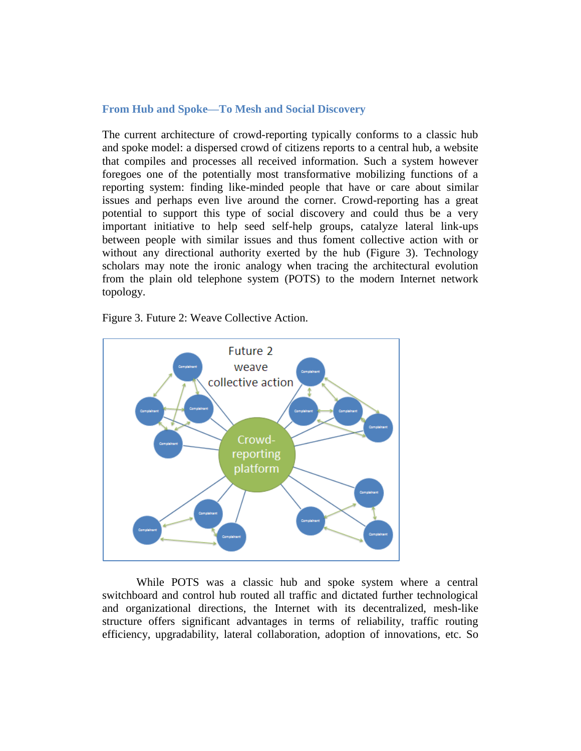### From Hub and Spoke—To Mesh and Social Discovery

The current architecture of crowd-reporting typically conforms to a classic hub and spoke model: a dispersed crowd of citizens reports to a central hub, a website that compiles and processes all received information. Such a system however foregoes one of the potentially most transformative mobilizing functions of a reporting system: finding like-minded people that have or care about similar issues and perhaps even live around the corner. Crowd-reporting has a great potential to support this type of social discovery and could thus be a very important initiative to help seed self-help groups, catalyze lateral link-ups between people with similar issues and thus foment collective action with or without any directional authority exerted by the hub (Figure 3). Technology scholars may note the ironic analogy when tracing the architectural evolution from the plain old telephone system (POTS) to the modern Internet network topology.

Figure 3. Future 2: Weave Collective Action.

While POTS was a classic hub and spoke system where a central switchboard and control hub routed all traffic and dictated further technological and organizational directions, the Internet with its decentralized, mesh-like structure offers significant advantages in terms of reliability, traffic routing efficiency, upgradability, lateral collaboration, adoption of innovations, etc. So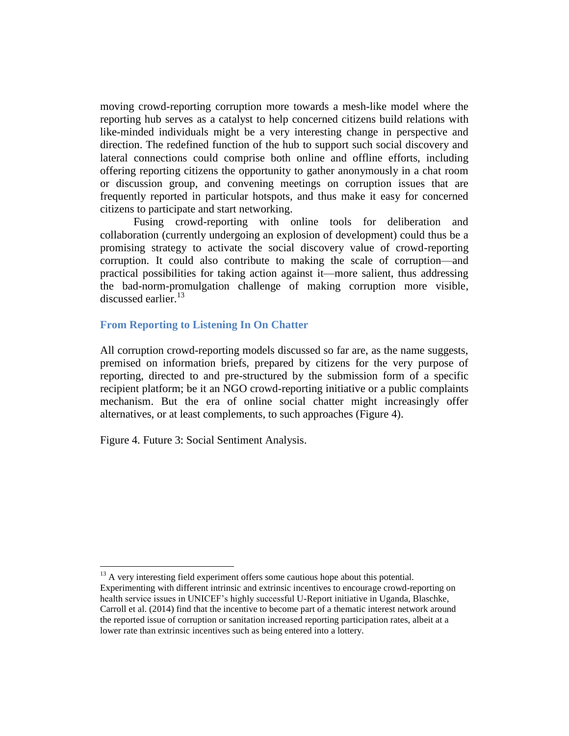moving crowd-reporting corruption more towards a mesh-like model where the reporting hub serves as a catalyst to help concerned citizens build relations with like-minded individuals might be a very interesting change in perspective and direction. The redefined function of the hub to support such social discovery and lateral connections could comprise both online and offline efforts, including offering reporting citizens the opportunity to gather anonymously in a chat room or discussion group, and convening meetings on corruption issues that are frequently reported in particular hotspots, and thus make it easy for concerned citizens to participate and start networking.

Fusing crowd-reporting with online tools for deliberation and collaboration (currently undergoing an explosion of development) could thus be a promising strategy to activate the social discovery value of crowd-reporting corruption. It could also contribute to making the scale of corruption—and practical possibilities for taking action against it—more salient, thus addressing the bad-norm-promulgation challenge of making corruption more visible, discussed earlier.[13]

### From Reporting to Listening In On Chatter

All corruption crowd-reporting models discussed so far are, as the name suggests, premised on information briefs, prepared by citizens for the very purpose of reporting, directed to and pre-structured by the submission form of a specific recipient platform; be it an NGO crowd-reporting initiative or a public complaints mechanism. But the era of online social chatter might increasingly offer alternatives, or at least complements, to such approaches (Figure 4).

Figure 4. Future 3: Social Sentiment Analysis.

---

[13] A very interesting field experiment offers some cautious hope about this potential. Experimenting with different intrinsic and extrinsic incentives to encourage crowd-reporting on health service issues in UNICEF's highly successful U-Report initiative in Uganda, Blaschke, Carroll et al. (2014) find that the incentive to become part of a thematic interest network around the reported issue of corruption or sanitation increased reporting participation rates, albeit at a lower rate than extrinsic incentives such as being entered into a lottery.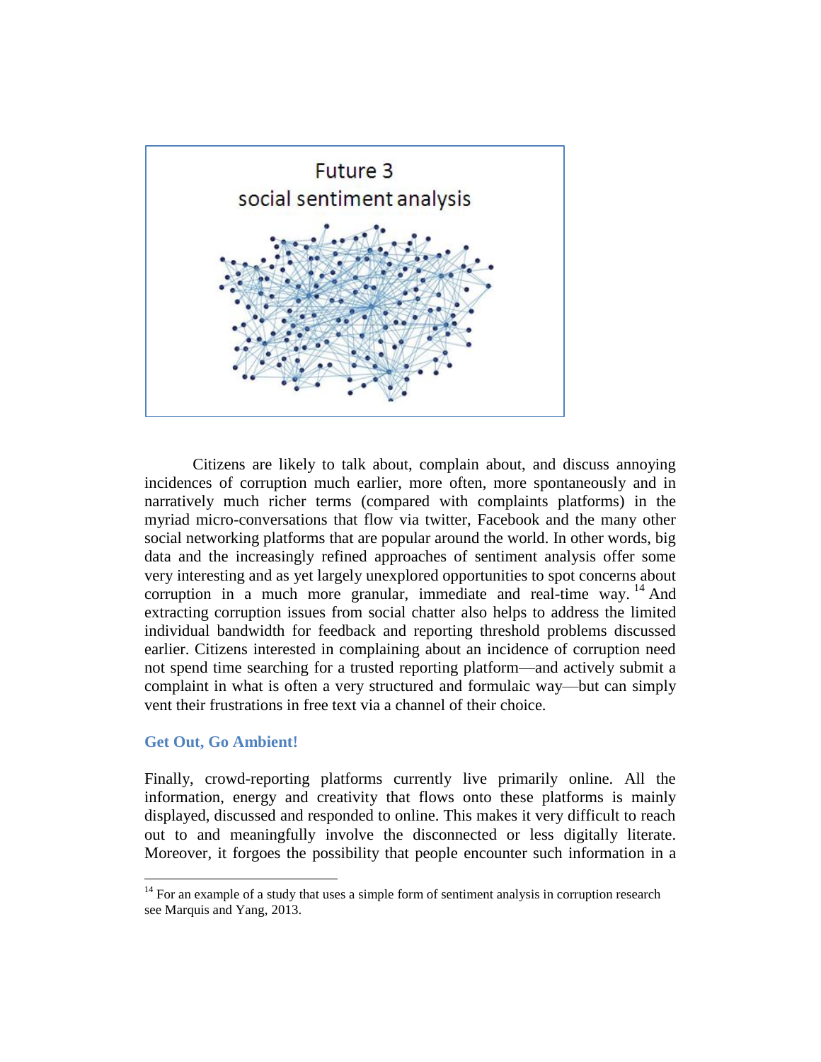Future 3
social sentiment analysis

Citizens are likely to talk about, complain about, and discuss annoying incidences of corruption much earlier, more often, more spontaneously and in narratively much richer terms (compared with complaints platforms) in the myriad micro-conversations that flow via twitter, Facebook and the many other social networking platforms that are popular around the world. In other words, big data and the increasingly refined approaches of sentiment analysis offer some very interesting and as yet largely unexplored opportunities to spot concerns about corruption in a much more granular, immediate and real-time way.[14] And extracting corruption issues from social chatter also helps to address the limited individual bandwidth for feedback and reporting threshold problems discussed earlier. Citizens interested in complaining about an incidence of corruption need not spend time searching for a trusted reporting platform—and actively submit a complaint in what is often a very structured and formulaic way—but can simply vent their frustrations in free text via a channel of their choice.

### Get Out, Go Ambient!

Finally, crowd-reporting platforms currently live primarily online. All the information, energy and creativity that flows onto these platforms is mainly displayed, discussed and responded to online. This makes it very difficult to reach out to and meaningfully involve the disconnected or less digitally literate. Moreover, it forgoes the possibility that people encounter such information in a

[14] For an example of a study that uses a simple form of sentiment analysis in corruption research see Marquis and Yang, 2013.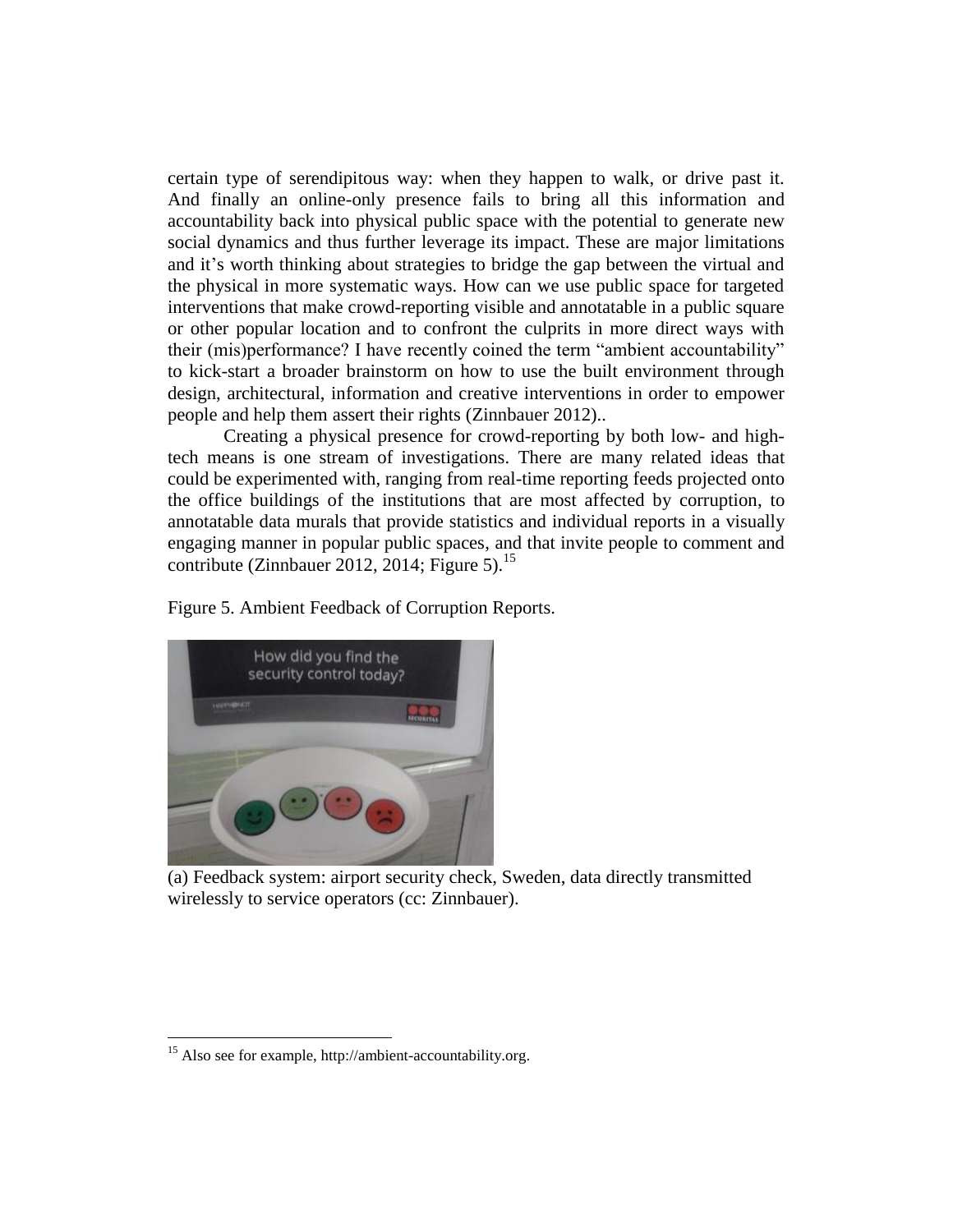certain type of serendipitous way: when they happen to walk, or drive past it. And finally an online-only presence fails to bring all this information and accountability back into physical public space with the potential to generate new social dynamics and thus further leverage its impact. These are major limitations and it's worth thinking about strategies to bridge the gap between the virtual and the physical in more systematic ways. How can we use public space for targeted interventions that make crowd-reporting visible and annotatable in a public square or other popular location and to confront the culprits in more direct ways with their (mis)performance? I have recently coined the term "ambient accountability" to kick-start a broader brainstorm on how to use the built environment through design, architectural, information and creative interventions in order to empower people and help them assert their rights (Zinnbauer 2012)..

Creating a physical presence for crowd-reporting by both low- and high-tech means is one stream of investigations. There are many related ideas that could be experimented with, ranging from real-time reporting feeds projected onto the office buildings of the institutions that are most affected by corruption, to annotatable data murals that provide statistics and individual reports in a visually engaging manner in popular public spaces, and that invite people to comment and contribute (Zinnbauer 2012, 2014; Figure 5).[15]

Figure 5. Ambient Feedback of Corruption Reports.

(a) Feedback system: airport security check, Sweden, data directly transmitted wirelessly to service operators (cc: Zinnbauer).

[15] Also see for example, http://ambient-accountability.org.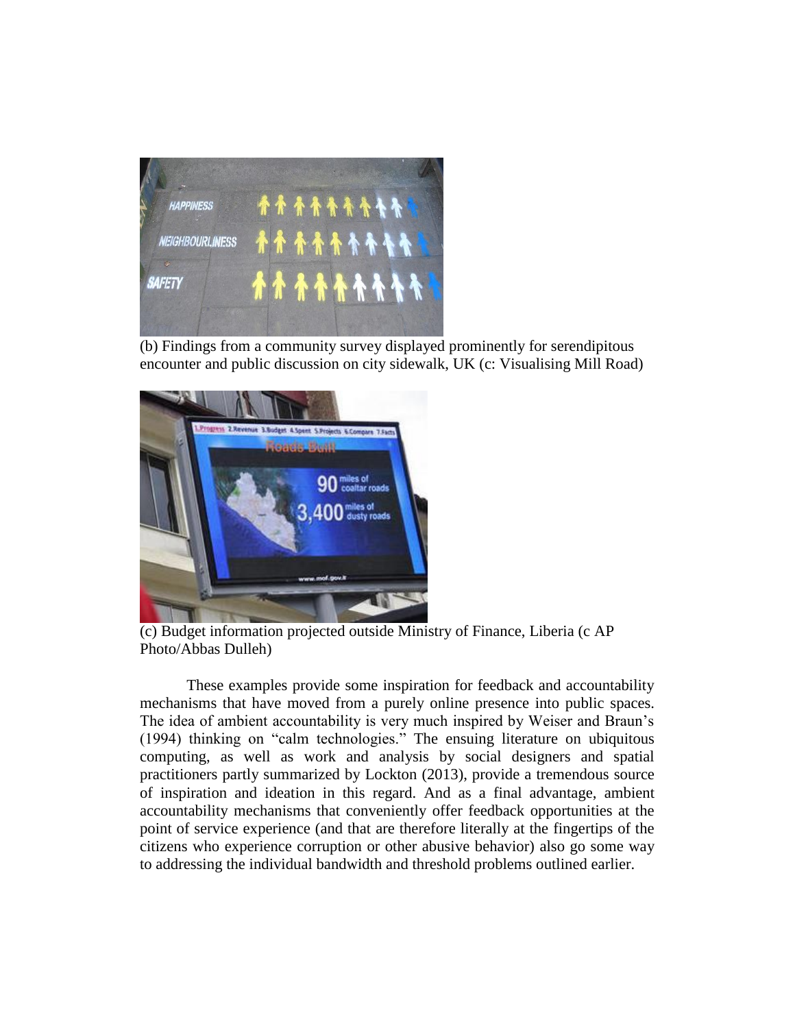(b) Findings from a community survey displayed prominently for serendipitous encounter and public discussion on city sidewalk, UK (c: Visualising Mill Road)

(c) Budget information projected outside Ministry of Finance, Liberia (c AP Photo/Abbas Dulleh)

These examples provide some inspiration for feedback and accountability mechanisms that have moved from a purely online presence into public spaces. The idea of ambient accountability is very much inspired by Weiser and Braun's (1994) thinking on "calm technologies." The ensuing literature on ubiquitous computing, as well as work and analysis by social designers and spatial practitioners partly summarized by Lockton (2013), provide a tremendous source of inspiration and ideation in this regard. And as a final advantage, ambient accountability mechanisms that conveniently offer feedback opportunities at the point of service experience (and that are therefore literally at the fingertips of the citizens who experience corruption or other abusive behavior) also go some way to addressing the individual bandwidth and threshold problems outlined earlier.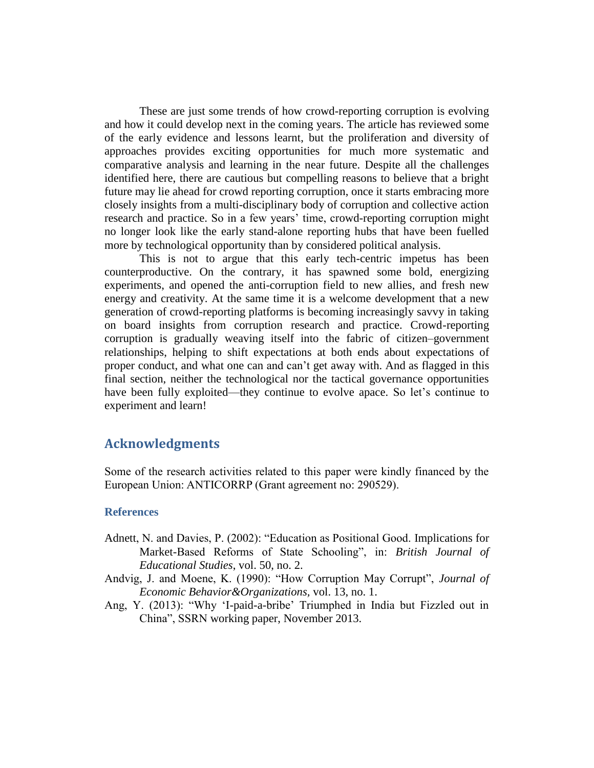These are just some trends of how crowd-reporting corruption is evolving and how it could develop next in the coming years. The article has reviewed some of the early evidence and lessons learnt, but the proliferation and diversity of approaches provides exciting opportunities for much more systematic and comparative analysis and learning in the near future. Despite all the challenges identified here, there are cautious but compelling reasons to believe that a bright future may lie ahead for crowd reporting corruption, once it starts embracing more closely insights from a multi-disciplinary body of corruption and collective action research and practice. So in a few years' time, crowd-reporting corruption might no longer look like the early stand-alone reporting hubs that have been fuelled more by technological opportunity than by considered political analysis.

This is not to argue that this early tech-centric impetus has been counterproductive. On the contrary, it has spawned some bold, energizing experiments, and opened the anti-corruption field to new allies, and fresh new energy and creativity. At the same time it is a welcome development that a new generation of crowd-reporting platforms is becoming increasingly savvy in taking on board insights from corruption research and practice. Crowd-reporting corruption is gradually weaving itself into the fabric of citizen–government relationships, helping to shift expectations at both ends about expectations of proper conduct, and what one can and can't get away with. And as flagged in this final section, neither the technological nor the tactical governance opportunities have been fully exploited—they continue to evolve apace. So let's continue to experiment and learn!

## Acknowledgments

Some of the research activities related to this paper were kindly financed by the European Union: ANTICORRP (Grant agreement no: 290529).

### References

Adnett, N. and Davies, P. (2002): "Education as Positional Good. Implications for Market-Based Reforms of State Schooling", in: *British Journal of Educational Studies*, vol. 50, no. 2.

Andvig, J. and Moene, K. (1990): "How Corruption May Corrupt", *Journal of Economic Behavior&Organizations*, vol. 13, no. 1.

Ang, Y. (2013): "Why 'I-paid-a-bribe' Triumphed in India but Fizzled out in China", SSRN working paper, November 2013.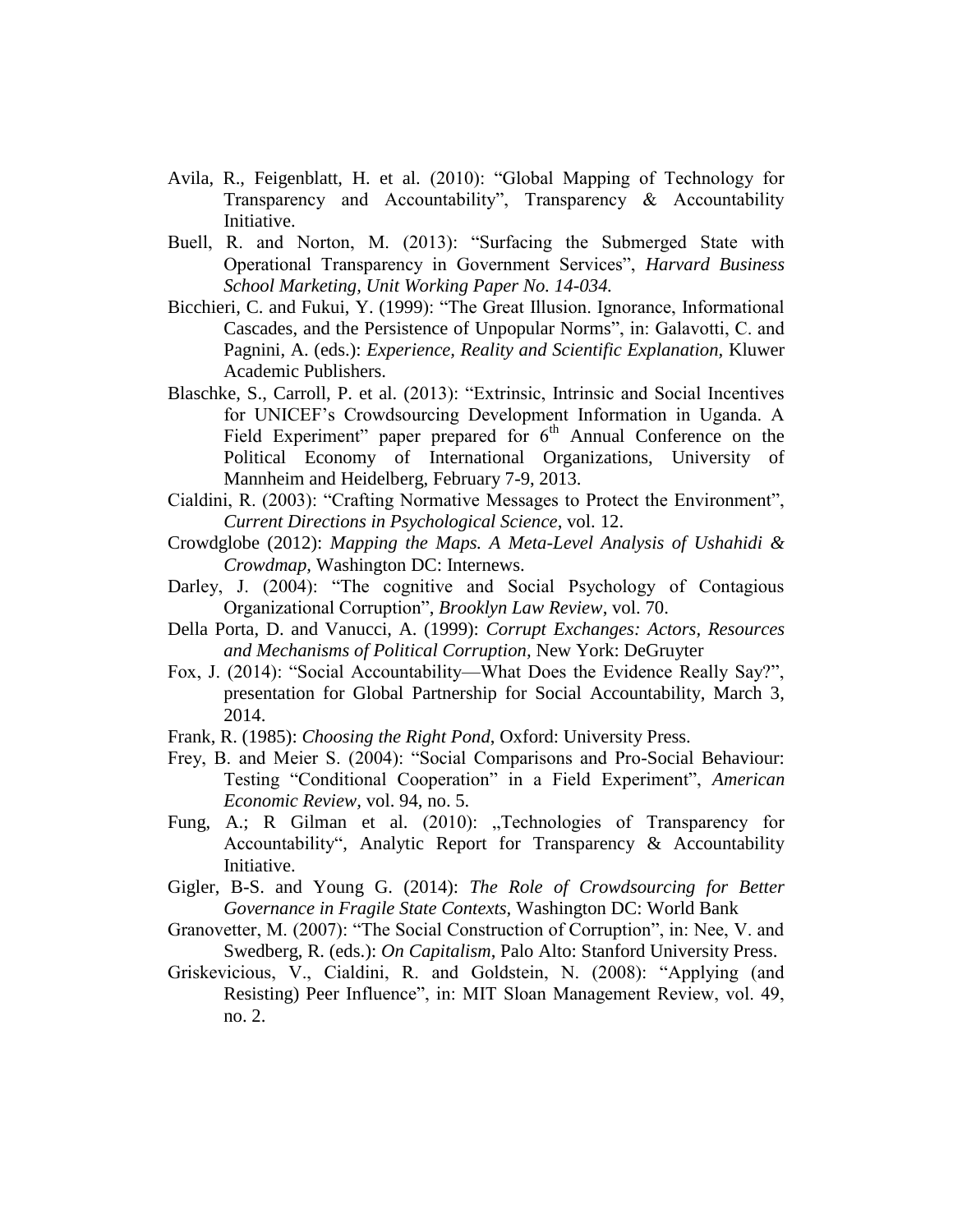Avila, R., Feigenblatt, H. et al. (2010): “Global Mapping of Technology for Transparency and Accountability”, Transparency & Accountability Initiative.

Buell, R. and Norton, M. (2013): “Surfacing the Submerged State with Operational Transparency in Government Services”, *Harvard Business School Marketing, Unit Working Paper No. 14-034.*

Bicchieri, C. and Fukui, Y. (1999): “The Great Illusion. Ignorance, Informational Cascades, and the Persistence of Unpopular Norms”, in: Galavotti, C. and Pagnini, A. (eds.): *Experience, Reality and Scientific Explanation,* Kluwer Academic Publishers.

Blaschke, S., Carroll, P. et al. (2013): “Extrinsic, Intrinsic and Social Incentives for UNICEF’s Crowdsourcing Development Information in Uganda. A Field Experiment” paper prepared for 6th Annual Conference on the Political Economy of International Organizations, University of Mannheim and Heidelberg, February 7-9, 2013.

Cialdini, R. (2003): “Crafting Normative Messages to Protect the Environment”, *Current Directions in Psychological Science*, vol. 12.

Crowdglobe (2012): *Mapping the Maps. A Meta-Level Analysis of Ushahidi & Crowdmap,* Washington DC: Internews.

Darley, J. (2004): “The cognitive and Social Psychology of Contagious Organizational Corruption”, *Brooklyn Law Review*, vol. 70.

Della Porta, D. and Vanucci, A. (1999): *Corrupt Exchanges: Actors, Resources and Mechanisms of Political Corruption,* New York: DeGruyter

Fox, J. (2014): “Social Accountability—What Does the Evidence Really Say?”, presentation for Global Partnership for Social Accountability, March 3, 2014.

Frank, R. (1985): *Choosing the Right Pond*, Oxford: University Press.

Frey, B. and Meier S. (2004): “Social Comparisons and Pro-Social Behaviour: Testing “Conditional Cooperation” in a Field Experiment”, *American Economic Review,* vol. 94, no. 5.

Fung, A.; R Gilman et al. (2010): „Technologies of Transparency for Accountability“, Analytic Report for Transparency & Accountability Initiative.

Gigler, B-S. and Young G. (2014): *The Role of Crowdsourcing for Better Governance in Fragile State Contexts,* Washington DC: World Bank

Granovetter, M. (2007): “The Social Construction of Corruption”, in: Nee, V. and Swedberg, R. (eds.): *On Capitalism*, Palo Alto: Stanford University Press.

Griskevicious, V., Cialdini, R. and Goldstein, N. (2008): “Applying (and Resisting) Peer Influence”, in: MIT Sloan Management Review, vol. 49, no. 2.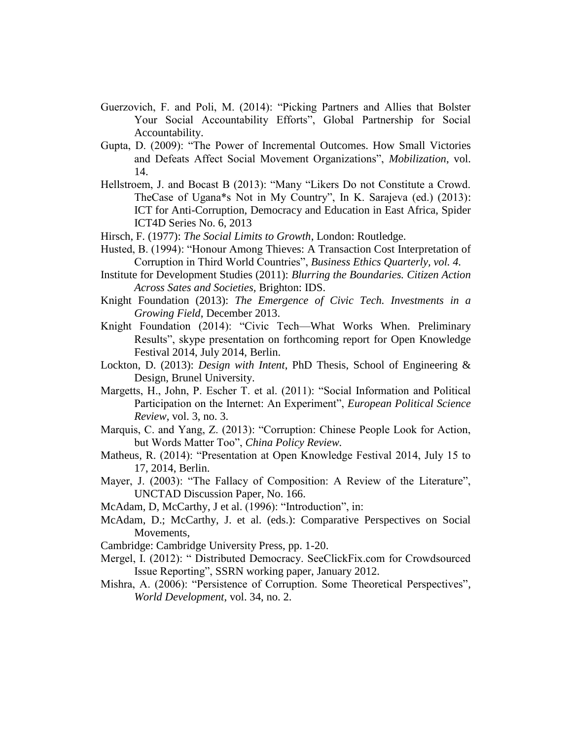Guerzovich, F. and Poli, M. (2014): “Picking Partners and Allies that Bolster Your Social Accountability Efforts”, Global Partnership for Social Accountability.

Gupta, D. (2009): “The Power of Incremental Outcomes. How Small Victories and Defeats Affect Social Movement Organizations”, *Mobilization*, vol. 14.

Hellstroem, J. and Bocast B (2013): “Many “Likers Do not Constitute a Crowd. TheCase of Ugana*s Not in My Country”, In K. Sarajeva (ed.) (2013): ICT for Anti-Corruption, Democracy and Education in East Africa, Spider ICT4D Series No. 6, 2013

Hirsch, F. (1977): *The Social Limits to Growth*, London: Routledge.

Husted, B. (1994): “Honour Among Thieves: A Transaction Cost Interpretation of Corruption in Third World Countries”, *Business Ethics Quarterly, vol. 4.*

Institute for Development Studies (2011): *Blurring the Boundaries. Citizen Action Across Sates and Societies*, Brighton: IDS.

Knight Foundation (2013): *The Emergence of Civic Tech. Investments in a Growing Field*, December 2013.

Knight Foundation (2014): “Civic Tech—What Works When. Preliminary Results”, skype presentation on forthcoming report for Open Knowledge Festival 2014, July 2014, Berlin.

Lockton, D. (2013): *Design with Intent*, PhD Thesis, School of Engineering & Design, Brunel University.

Margetts, H., John, P. Escher T. et al. (2011): “Social Information and Political Participation on the Internet: An Experiment”, *European Political Science Review*, vol. 3, no. 3.

Marquis, C. and Yang, Z. (2013): “Corruption: Chinese People Look for Action, but Words Matter Too”, *China Policy Review.*

Matheus, R. (2014): “Presentation at Open Knowledge Festival 2014, July 15 to 17, 2014, Berlin.

Mayer, J. (2003): “The Fallacy of Composition: A Review of the Literature”, UNCTAD Discussion Paper, No. 166.

McAdam, D, McCarthy, J et al. (1996): “Introduction”, in:

McAdam, D.; McCarthy, J. et al. (eds.): Comparative Perspectives on Social Movements,

Cambridge: Cambridge University Press, pp. 1-20.

Mergel, I. (2012): “ Distributed Democracy. SeeClickFix.com for Crowdsourced Issue Reporting”, SSRN working paper, January 2012.

Mishra, A. (2006): “Persistence of Corruption. Some Theoretical Perspectives”, *World Development*, vol. 34, no. 2.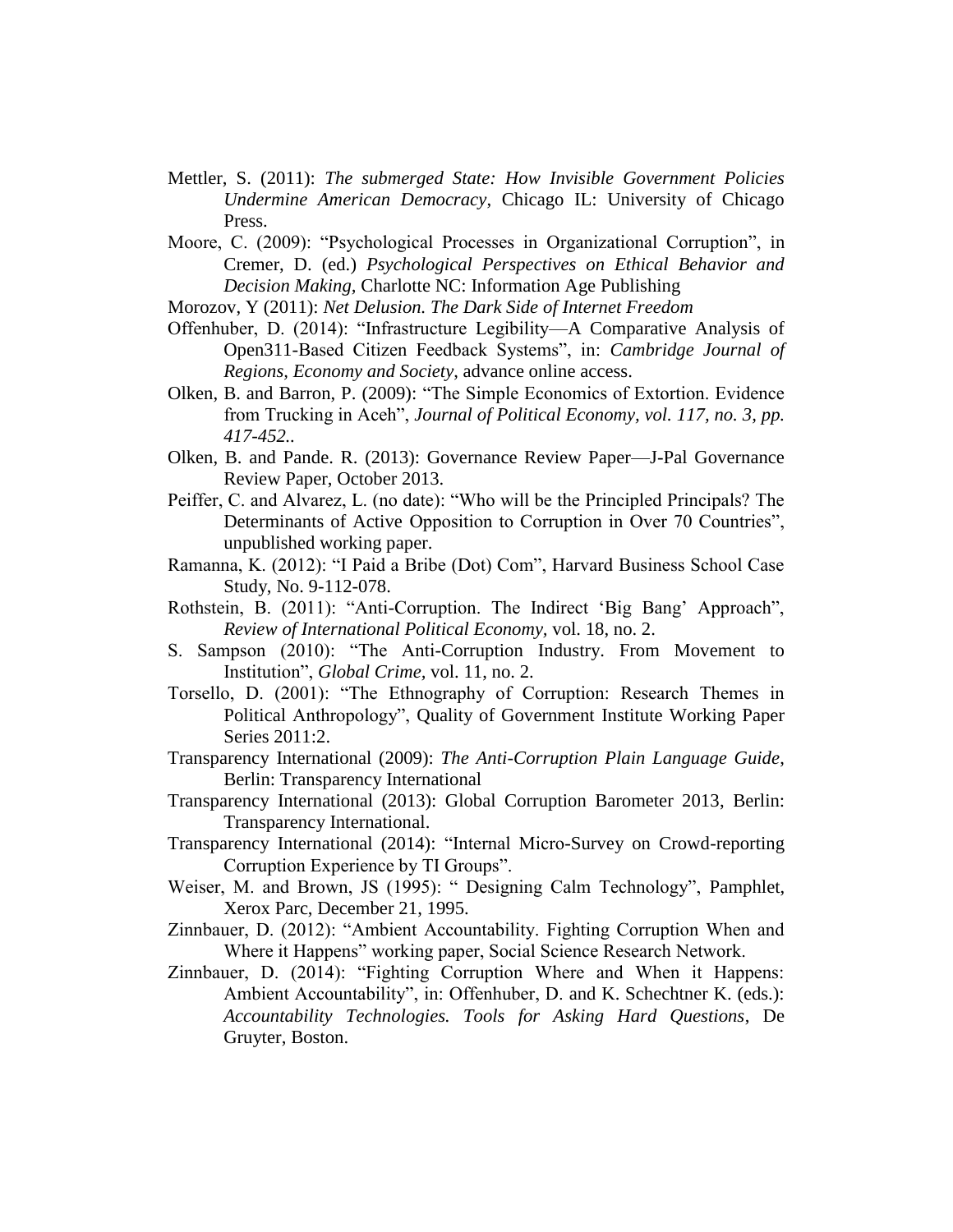Mettler, S. (2011): *The submerged State: How Invisible Government Policies Undermine American Democracy*, Chicago IL: University of Chicago Press.

Moore, C. (2009): "Psychological Processes in Organizational Corruption", in Cremer, D. (ed.) *Psychological Perspectives on Ethical Behavior and Decision Making,* Charlotte NC: Information Age Publishing

Morozov, Y (2011): *Net Delusion. The Dark Side of Internet Freedom*

Offenhuber, D. (2014): "Infrastructure Legibility—A Comparative Analysis of Open311-Based Citizen Feedback Systems", in: *Cambridge Journal of Regions, Economy and Society*, advance online access.

Olken, B. and Barron, P. (2009): "The Simple Economics of Extortion. Evidence from Trucking in Aceh", *Journal of Political Economy, vol. 117, no. 3, pp. 417-452..*

Olken, B. and Pande. R. (2013): Governance Review Paper—J-Pal Governance Review Paper, October 2013.

Peiffer, C. and Alvarez, L. (no date): "Who will be the Principled Principals? The Determinants of Active Opposition to Corruption in Over 70 Countries", unpublished working paper.

Ramanna, K. (2012): "I Paid a Bribe (Dot) Com", Harvard Business School Case Study, No. 9-112-078.

Rothstein, B. (2011): "Anti-Corruption. The Indirect 'Big Bang' Approach", *Review of International Political Economy,* vol. 18, no. 2.

S. Sampson (2010): "The Anti-Corruption Industry. From Movement to Institution", *Global Crime,* vol. 11, no. 2.

Torsello, D. (2001): "The Ethnography of Corruption: Research Themes in Political Anthropology", Quality of Government Institute Working Paper Series 2011:2.

Transparency International (2009): *The Anti-Corruption Plain Language Guide*, Berlin: Transparency International

Transparency International (2013): Global Corruption Barometer 2013, Berlin: Transparency International.

Transparency International (2014): "Internal Micro-Survey on Crowd-reporting Corruption Experience by TI Groups".

Weiser, M. and Brown, JS (1995): " Designing Calm Technology", Pamphlet, Xerox Parc, December 21, 1995.

Zinnbauer, D. (2012): "Ambient Accountability. Fighting Corruption When and Where it Happens" working paper, Social Science Research Network.

Zinnbauer, D. (2014): "Fighting Corruption Where and When it Happens: Ambient Accountability", in: Offenhuber, D. and K. Schechtner K. (eds.): *Accountability Technologies. Tools for Asking Hard Questions*, De Gruyter, Boston.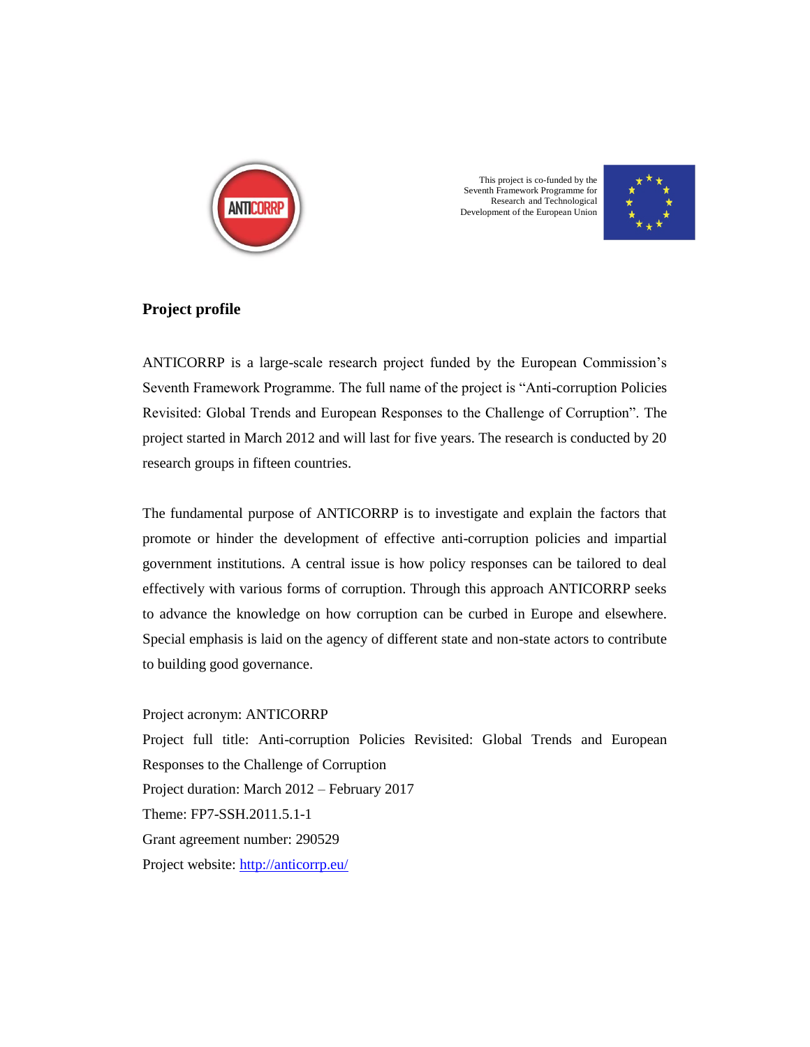This project is co-funded by the Seventh Framework Programme for Research and Technological Development of the European Union

## Project profile

ANTICORRP is a large-scale research project funded by the European Commission's Seventh Framework Programme. The full name of the project is "Anti-corruption Policies Revisited: Global Trends and European Responses to the Challenge of Corruption". The project started in March 2012 and will last for five years. The research is conducted by 20 research groups in fifteen countries.

The fundamental purpose of ANTICORRP is to investigate and explain the factors that promote or hinder the development of effective anti-corruption policies and impartial government institutions. A central issue is how policy responses can be tailored to deal effectively with various forms of corruption. Through this approach ANTICORRP seeks to advance the knowledge on how corruption can be curbed in Europe and elsewhere. Special emphasis is laid on the agency of different state and non-state actors to contribute to building good governance.

Project acronym: ANTICORRP
Project full title: Anti-corruption Policies Revisited: Global Trends and European Responses to the Challenge of Corruption
Project duration: March 2012 – February 2017
Theme: FP7-SSH.2011.5.1-1
Grant agreement number: 290529
Project website: [http://anticorrp.eu/](http://anticorrp.eu/)